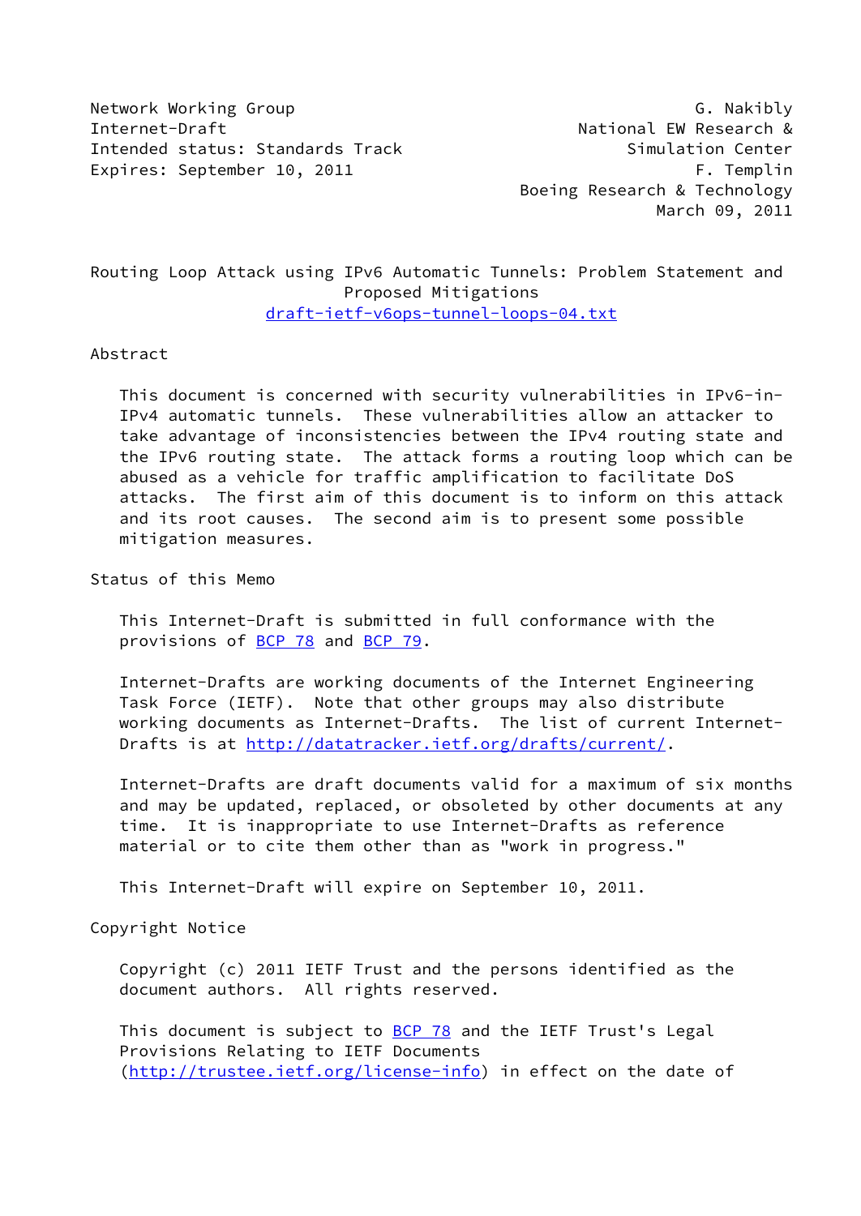Network Working Group                                         G. Nakibly
Internet-Draft                                      National EW Research &
Intended status: Standards Track                      Simulation Center
Expires: September 10, 2011                                  F. Templin
                                              Boeing Research & Technology
                                                          March 09, 2011

# Routing Loop Attack using IPv6 Automatic Tunnels: Problem Statement and Proposed Mitigations

draft-ietf-v6ops-tunnel-loops-04.txt

## Abstract

This document is concerned with security vulnerabilities in IPv6-in-IPv4 automatic tunnels. These vulnerabilities allow an attacker to take advantage of inconsistencies between the IPv4 routing state and the IPv6 routing state. The attack forms a routing loop which can be abused as a vehicle for traffic amplification to facilitate DoS attacks. The first aim of this document is to inform on this attack and its root causes. The second aim is to present some possible mitigation measures.

## Status of this Memo

This Internet-Draft is submitted in full conformance with the provisions of BCP 78 and BCP 79.

Internet-Drafts are working documents of the Internet Engineering Task Force (IETF). Note that other groups may also distribute working documents as Internet-Drafts. The list of current Internet-Drafts is at http://datatracker.ietf.org/drafts/current/.

Internet-Drafts are draft documents valid for a maximum of six months and may be updated, replaced, or obsoleted by other documents at any time. It is inappropriate to use Internet-Drafts as reference material or to cite them other than as "work in progress."

This Internet-Draft will expire on September 10, 2011.

## Copyright Notice

Copyright (c) 2011 IETF Trust and the persons identified as the document authors. All rights reserved.

This document is subject to BCP 78 and the IETF Trust's Legal Provisions Relating to IETF Documents (http://trustee.ietf.org/license-info) in effect on the date of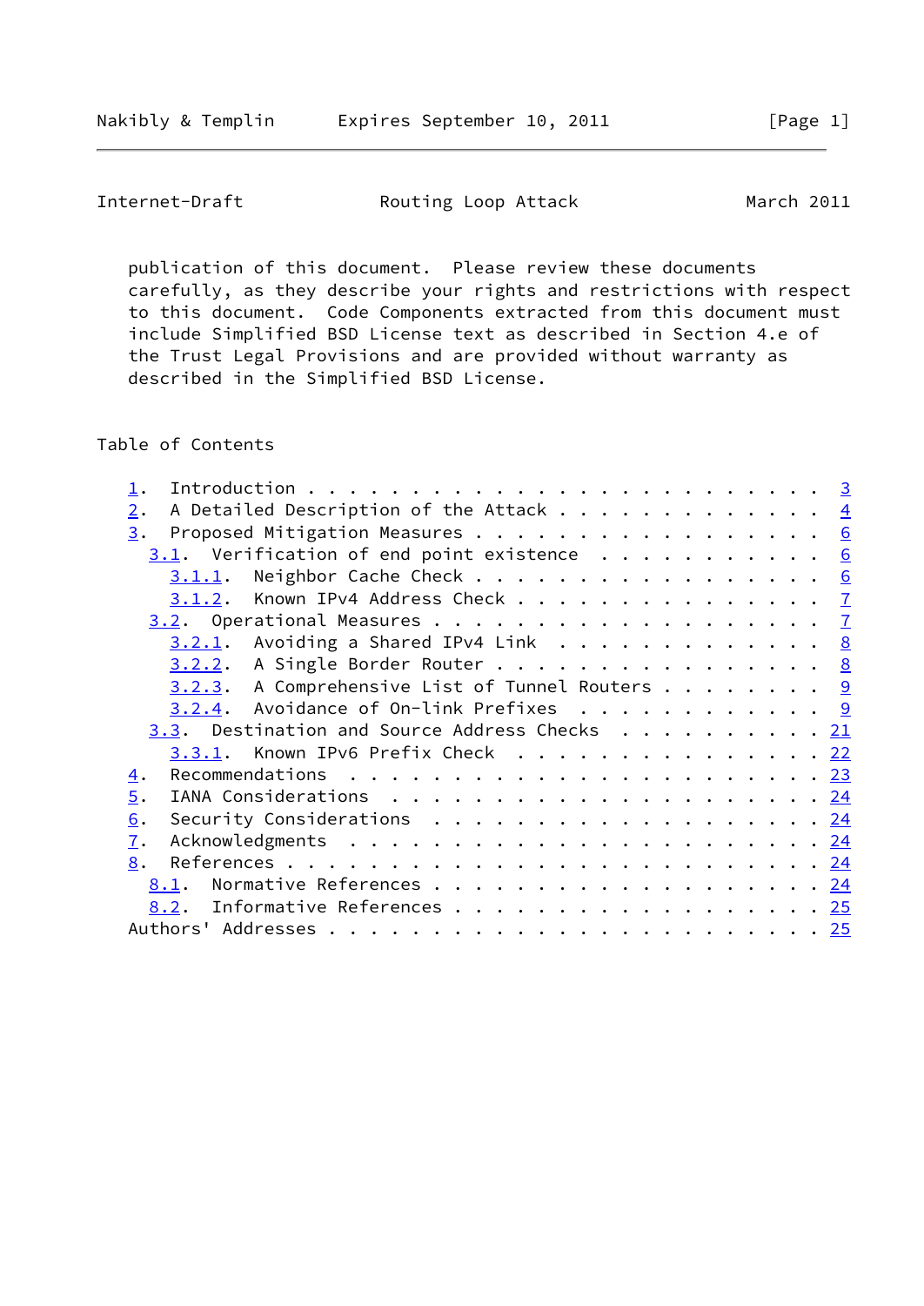publication of this document. Please review these documents carefully, as they describe your rights and restrictions with respect to this document. Code Components extracted from this document must include Simplified BSD License text as described in Section 4.e of the Trust Legal Provisions and are provided without warranty as described in the Simplified BSD License.

## Table of Contents

- 1. Introduction . . . . . . . . . . . . . . . . . . . . . . . . . 3
- 2. A Detailed Description of the Attack . . . . . . . . . . . . . 4
- 3. Proposed Mitigation Measures . . . . . . . . . . . . . . . . . 6
  - 3.1. Verification of end point existence . . . . . . . . . . . 6
    - 3.1.1. Neighbor Cache Check . . . . . . . . . . . . . . . . . 6
    - 3.1.2. Known IPv4 Address Check . . . . . . . . . . . . . . . 7
  - 3.2. Operational Measures . . . . . . . . . . . . . . . . . . . 7
    - 3.2.1. Avoiding a Shared IPv4 Link . . . . . . . . . . . . . 8
    - 3.2.2. A Single Border Router . . . . . . . . . . . . . . . . 8
    - 3.2.3. A Comprehensive List of Tunnel Routers . . . . . . . . 9
    - 3.2.4. Avoidance of On-link Prefixes . . . . . . . . . . . . 9
  - 3.3. Destination and Source Address Checks . . . . . . . . . . 21
    - 3.3.1. Known IPv6 Prefix Check . . . . . . . . . . . . . . . 22
- 4. Recommendations . . . . . . . . . . . . . . . . . . . . . . . . 23
- 5. IANA Considerations . . . . . . . . . . . . . . . . . . . . . . 24
- 6. Security Considerations . . . . . . . . . . . . . . . . . . . . 24
- 7. Acknowledgments . . . . . . . . . . . . . . . . . . . . . . . . 24
- 8. References . . . . . . . . . . . . . . . . . . . . . . . . . . 24
  - 8.1. Normative References . . . . . . . . . . . . . . . . . . . 24
  - 8.2. Informative References . . . . . . . . . . . . . . . . . . 25
- Authors' Addresses . . . . . . . . . . . . . . . . . . . . . . . . 25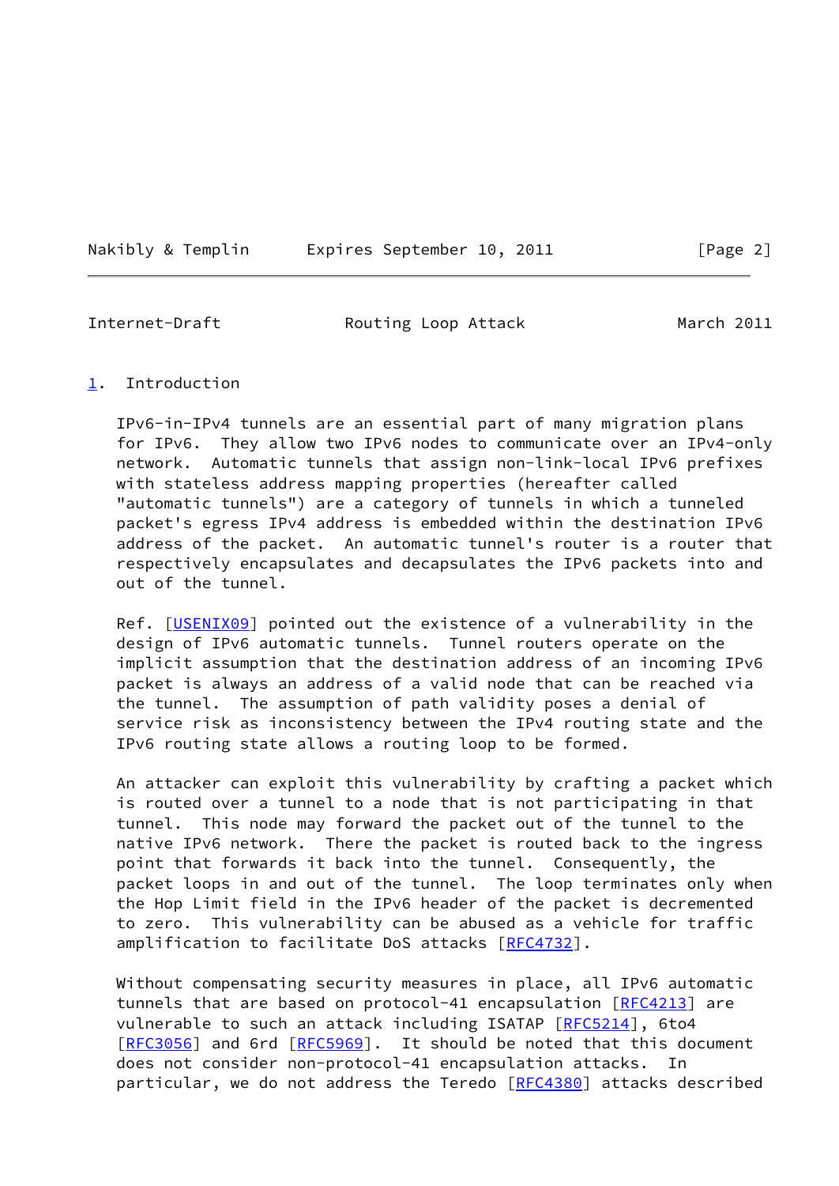## 1. Introduction

IPv6-in-IPv4 tunnels are an essential part of many migration plans for IPv6. They allow two IPv6 nodes to communicate over an IPv4-only network. Automatic tunnels that assign non-link-local IPv6 prefixes with stateless address mapping properties (hereafter called "automatic tunnels") are a category of tunnels in which a tunneled packet's egress IPv4 address is embedded within the destination IPv6 address of the packet. An automatic tunnel's router is a router that respectively encapsulates and decapsulates the IPv6 packets into and out of the tunnel.

Ref. [USENIX09] pointed out the existence of a vulnerability in the design of IPv6 automatic tunnels. Tunnel routers operate on the implicit assumption that the destination address of an incoming IPv6 packet is always an address of a valid node that can be reached via the tunnel. The assumption of path validity poses a denial of service risk as inconsistency between the IPv4 routing state and the IPv6 routing state allows a routing loop to be formed.

An attacker can exploit this vulnerability by crafting a packet which is routed over a tunnel to a node that is not participating in that tunnel. This node may forward the packet out of the tunnel to the native IPv6 network. There the packet is routed back to the ingress point that forwards it back into the tunnel. Consequently, the packet loops in and out of the tunnel. The loop terminates only when the Hop Limit field in the IPv6 header of the packet is decremented to zero. This vulnerability can be abused as a vehicle for traffic amplification to facilitate DoS attacks [RFC4732].

Without compensating security measures in place, all IPv6 automatic tunnels that are based on protocol-41 encapsulation [RFC4213] are vulnerable to such an attack including ISATAP [RFC5214], 6to4 [RFC3056] and 6rd [RFC5969]. It should be noted that this document does not consider non-protocol-41 encapsulation attacks. In particular, we do not address the Teredo [RFC4380] attacks described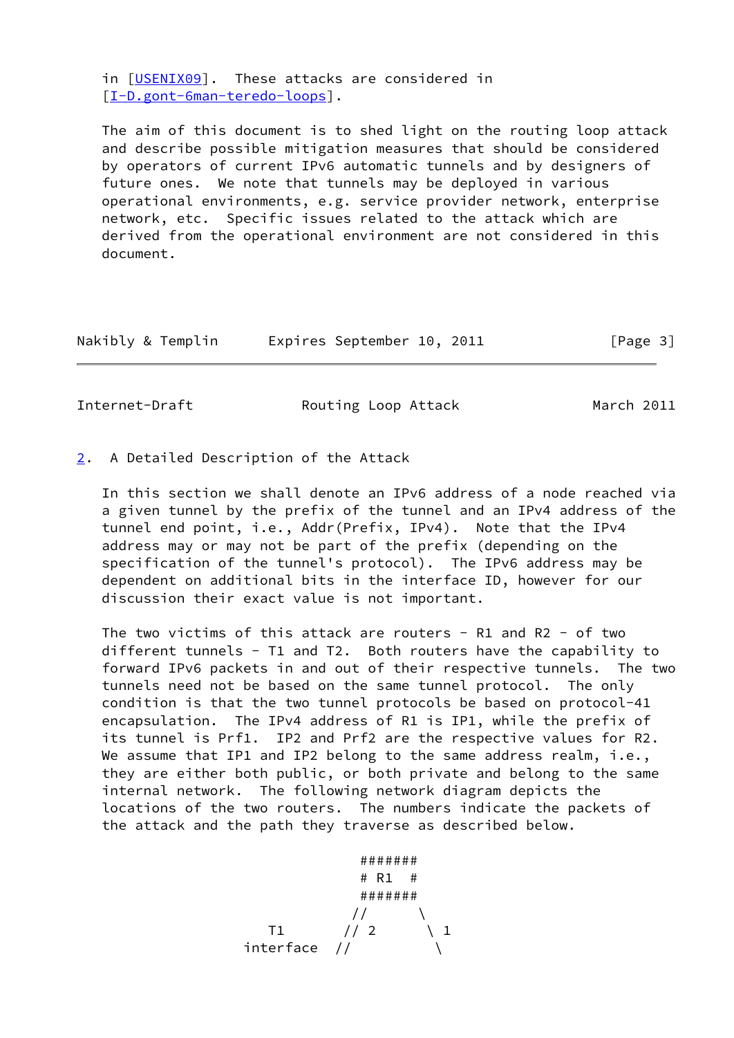in [USENIX09]. These attacks are considered in [I-D.gont-6man-teredo-loops].

The aim of this document is to shed light on the routing loop attack and describe possible mitigation measures that should be considered by operators of current IPv6 automatic tunnels and by designers of future ones. We note that tunnels may be deployed in various operational environments, e.g. service provider network, enterprise network, etc. Specific issues related to the attack which are derived from the operational environment are not considered in this document.

## 2. A Detailed Description of the Attack

In this section we shall denote an IPv6 address of a node reached via a given tunnel by the prefix of the tunnel and an IPv4 address of the tunnel end point, i.e., Addr(Prefix, IPv4). Note that the IPv4 address may or may not be part of the prefix (depending on the specification of the tunnel's protocol). The IPv6 address may be dependent on additional bits in the interface ID, however for our discussion their exact value is not important.

The two victims of this attack are routers - R1 and R2 - of two different tunnels - T1 and T2. Both routers have the capability to forward IPv6 packets in and out of their respective tunnels. The two tunnels need not be based on the same tunnel protocol. The only condition is that the two tunnel protocols be based on protocol-41 encapsulation. The IPv4 address of R1 is IP1, while the prefix of its tunnel is Prf1. IP2 and Prf2 are the respective values for R2. We assume that IP1 and IP2 belong to the same address realm, i.e., they are either both public, or both private and belong to the same internal network. The following network diagram depicts the locations of the two routers. The numbers indicate the packets of the attack and the path they traverse as described below.

```
                         #######
                         # R1  #
                         #######
                        //      \
            T1         // 2      \ 1
         interface    //          \
```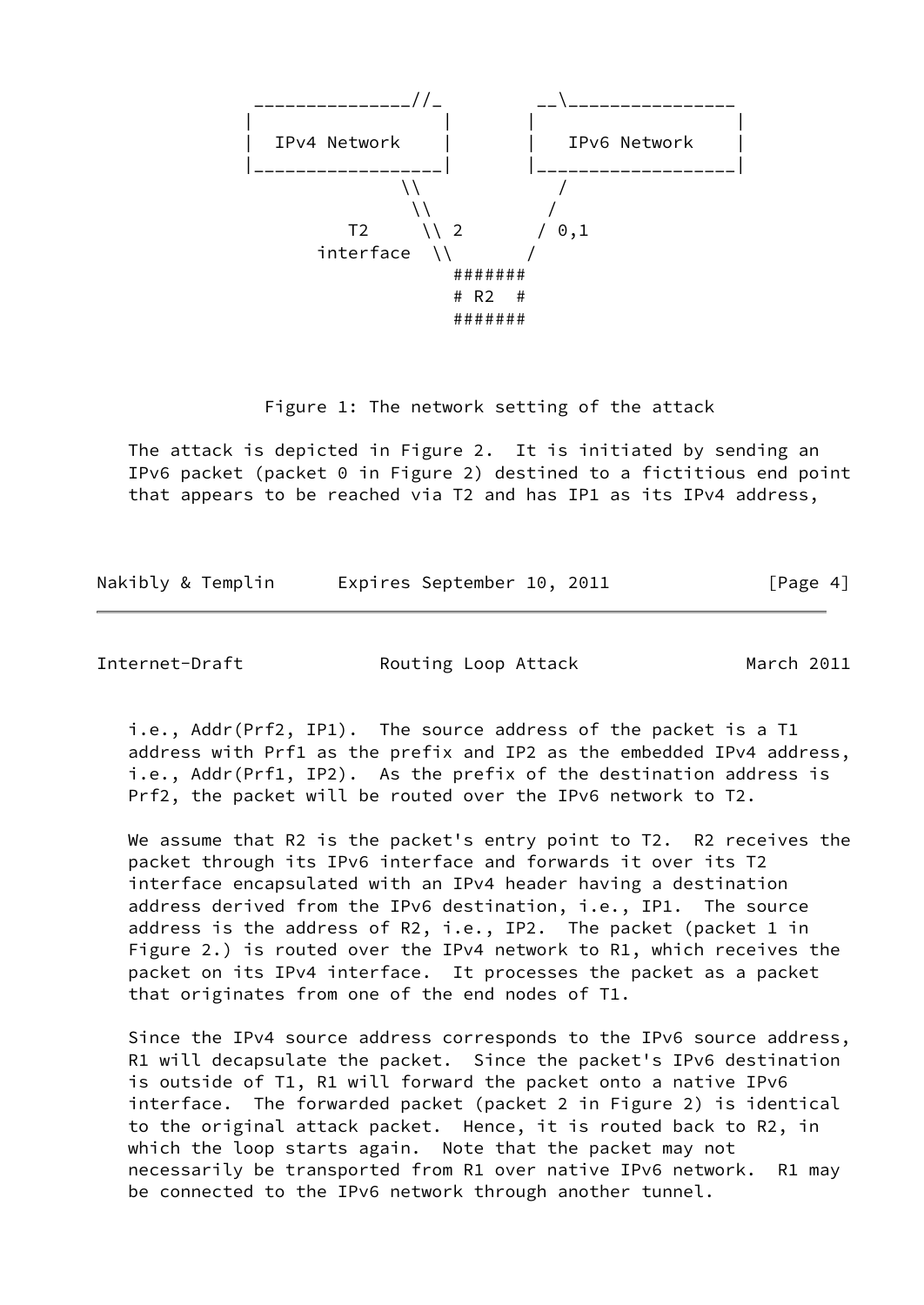```
      _______________//_         __\________________
     |                  |       |                   |
     |  IPv4 Network    |       |   IPv6 Network    |
     |__________________|       |___________________|
                   \\               /
                    \\             /
             T2      \\ 2         / 0,1
          interface   \\         /
                        #######
                        # R2  #
                        #######
```

Figure 1: The network setting of the attack

The attack is depicted in Figure 2. It is initiated by sending an IPv6 packet (packet 0 in Figure 2) destined to a fictitious end point that appears to be reached via T2 and has IP1 as its IPv4 address, i.e., Addr(Prf2, IP1). The source address of the packet is a T1 address with Prf1 as the prefix and IP2 as the embedded IPv4 address, i.e., Addr(Prf1, IP2). As the prefix of the destination address is Prf2, the packet will be routed over the IPv6 network to T2.

We assume that R2 is the packet's entry point to T2. R2 receives the packet through its IPv6 interface and forwards it over its T2 interface encapsulated with an IPv4 header having a destination address derived from the IPv6 destination, i.e., IP1. The source address is the address of R2, i.e., IP2. The packet (packet 1 in Figure 2.) is routed over the IPv4 network to R1, which receives the packet on its IPv4 interface. It processes the packet as a packet that originates from one of the end nodes of T1.

Since the IPv4 source address corresponds to the IPv6 source address, R1 will decapsulate the packet. Since the packet's IPv6 destination is outside of T1, R1 will forward the packet onto a native IPv6 interface. The forwarded packet (packet 2 in Figure 2) is identical to the original attack packet. Hence, it is routed back to R2, in which the loop starts again. Note that the packet may not necessarily be transported from R1 over native IPv6 network. R1 may be connected to the IPv6 network through another tunnel.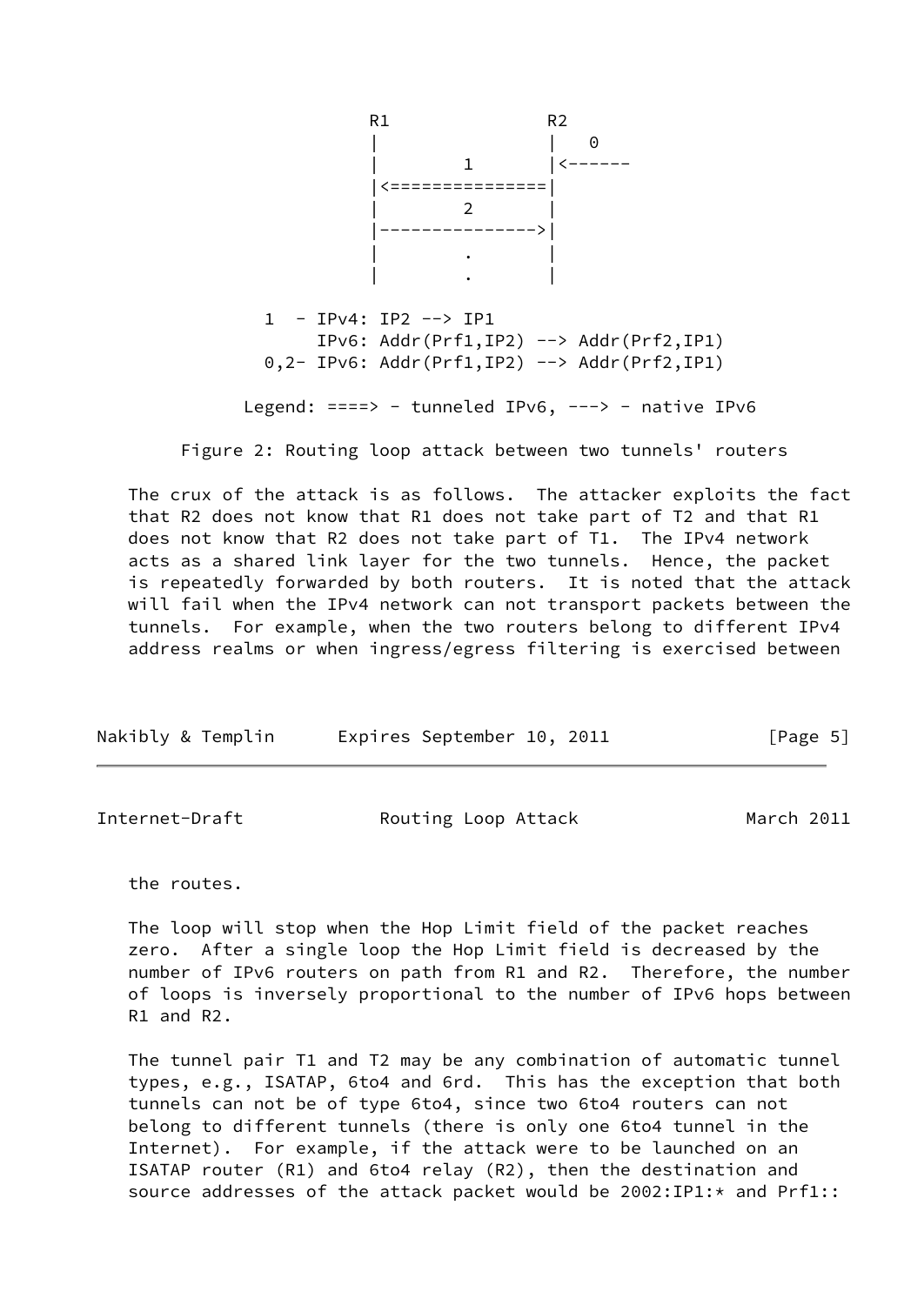```
                         R1               R2
                         |                |   0
                         |        1       |<------
                         |<===============|
                         |        2       |
                         |--------------->|
                         |        .       |
                         |        .       |

               1  - IPv4: IP2 --> IP1
                    IPv6: Addr(Prf1,IP2) --> Addr(Prf2,IP1)
               0,2- IPv6: Addr(Prf1,IP2) --> Addr(Prf2,IP1)

             Legend: ====> - tunneled IPv6, ---> - native IPv6
```

Figure 2: Routing loop attack between two tunnels' routers

The crux of the attack is as follows. The attacker exploits the fact that R2 does not know that R1 does not take part of T2 and that R1 does not know that R2 does not take part of T1. The IPv4 network acts as a shared link layer for the two tunnels. Hence, the packet is repeatedly forwarded by both routers. It is noted that the attack will fail when the IPv4 network can not transport packets between the tunnels. For example, when the two routers belong to different IPv4 address realms or when ingress/egress filtering is exercised between the routes.

The loop will stop when the Hop Limit field of the packet reaches zero. After a single loop the Hop Limit field is decreased by the number of IPv6 routers on path from R1 and R2. Therefore, the number of loops is inversely proportional to the number of IPv6 hops between R1 and R2.

The tunnel pair T1 and T2 may be any combination of automatic tunnel types, e.g., ISATAP, 6to4 and 6rd. This has the exception that both tunnels can not be of type 6to4, since two 6to4 routers can not belong to different tunnels (there is only one 6to4 tunnel in the Internet). For example, if the attack were to be launched on an ISATAP router (R1) and 6to4 relay (R2), then the destination and source addresses of the attack packet would be 2002:IP1:* and Prf1::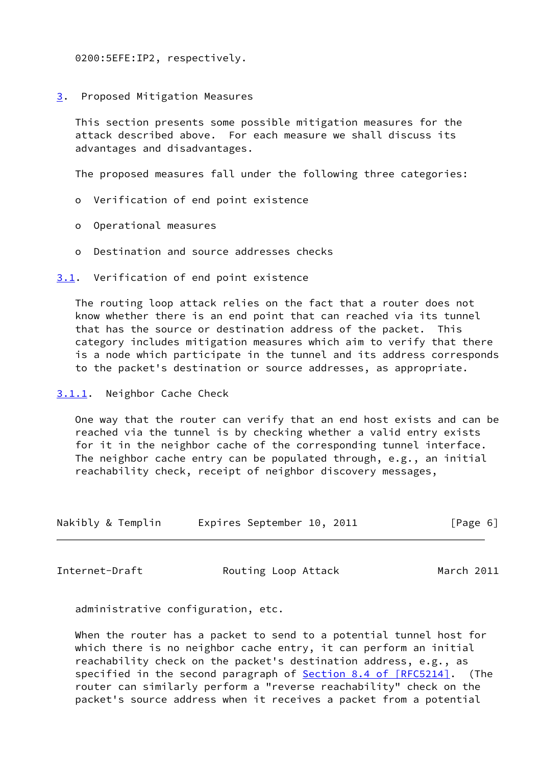0200:5EFE:IP2, respectively.

## 3. Proposed Mitigation Measures

This section presents some possible mitigation measures for the attack described above. For each measure we shall discuss its advantages and disadvantages.

The proposed measures fall under the following three categories:

- Verification of end point existence
- Operational measures
- Destination and source addresses checks

### 3.1. Verification of end point existence

The routing loop attack relies on the fact that a router does not know whether there is an end point that can reached via its tunnel that has the source or destination address of the packet. This category includes mitigation measures which aim to verify that there is a node which participate in the tunnel and its address corresponds to the packet's destination or source addresses, as appropriate.

#### 3.1.1. Neighbor Cache Check

One way that the router can verify that an end host exists and can be reached via the tunnel is by checking whether a valid entry exists for it in the neighbor cache of the corresponding tunnel interface. The neighbor cache entry can be populated through, e.g., an initial reachability check, receipt of neighbor discovery messages, administrative configuration, etc.

When the router has a packet to send to a potential tunnel host for which there is no neighbor cache entry, it can perform an initial reachability check on the packet's destination address, e.g., as specified in the second paragraph of Section 8.4 of [RFC5214]. (The router can similarly perform a "reverse reachability" check on the packet's source address when it receives a packet from a potential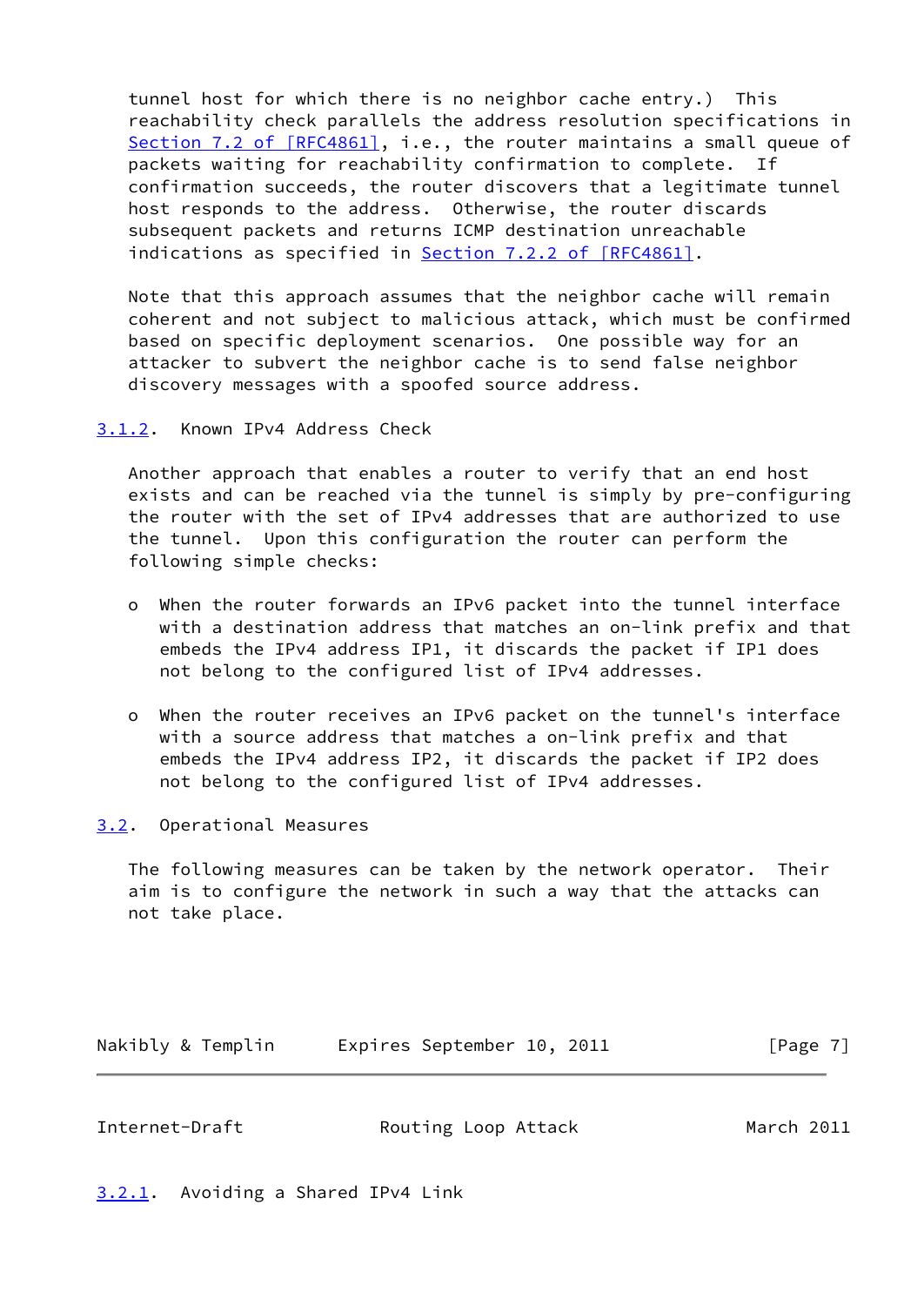tunnel host for which there is no neighbor cache entry.) This reachability check parallels the address resolution specifications in Section 7.2 of [RFC4861], i.e., the router maintains a small queue of packets waiting for reachability confirmation to complete. If confirmation succeeds, the router discovers that a legitimate tunnel host responds to the address. Otherwise, the router discards subsequent packets and returns ICMP destination unreachable indications as specified in Section 7.2.2 of [RFC4861].

Note that this approach assumes that the neighbor cache will remain coherent and not subject to malicious attack, which must be confirmed based on specific deployment scenarios. One possible way for an attacker to subvert the neighbor cache is to send false neighbor discovery messages with a spoofed source address.

#### 3.1.2. Known IPv4 Address Check

Another approach that enables a router to verify that an end host exists and can be reached via the tunnel is simply by pre-configuring the router with the set of IPv4 addresses that are authorized to use the tunnel. Upon this configuration the router can perform the following simple checks:

- When the router forwards an IPv6 packet into the tunnel interface with a destination address that matches an on-link prefix and that embeds the IPv4 address IP1, it discards the packet if IP1 does not belong to the configured list of IPv4 addresses.

- When the router receives an IPv6 packet on the tunnel's interface with a source address that matches a on-link prefix and that embeds the IPv4 address IP2, it discards the packet if IP2 does not belong to the configured list of IPv4 addresses.

### 3.2. Operational Measures

The following measures can be taken by the network operator. Their aim is to configure the network in such a way that the attacks can not take place.

#### 3.2.1. Avoiding a Shared IPv4 Link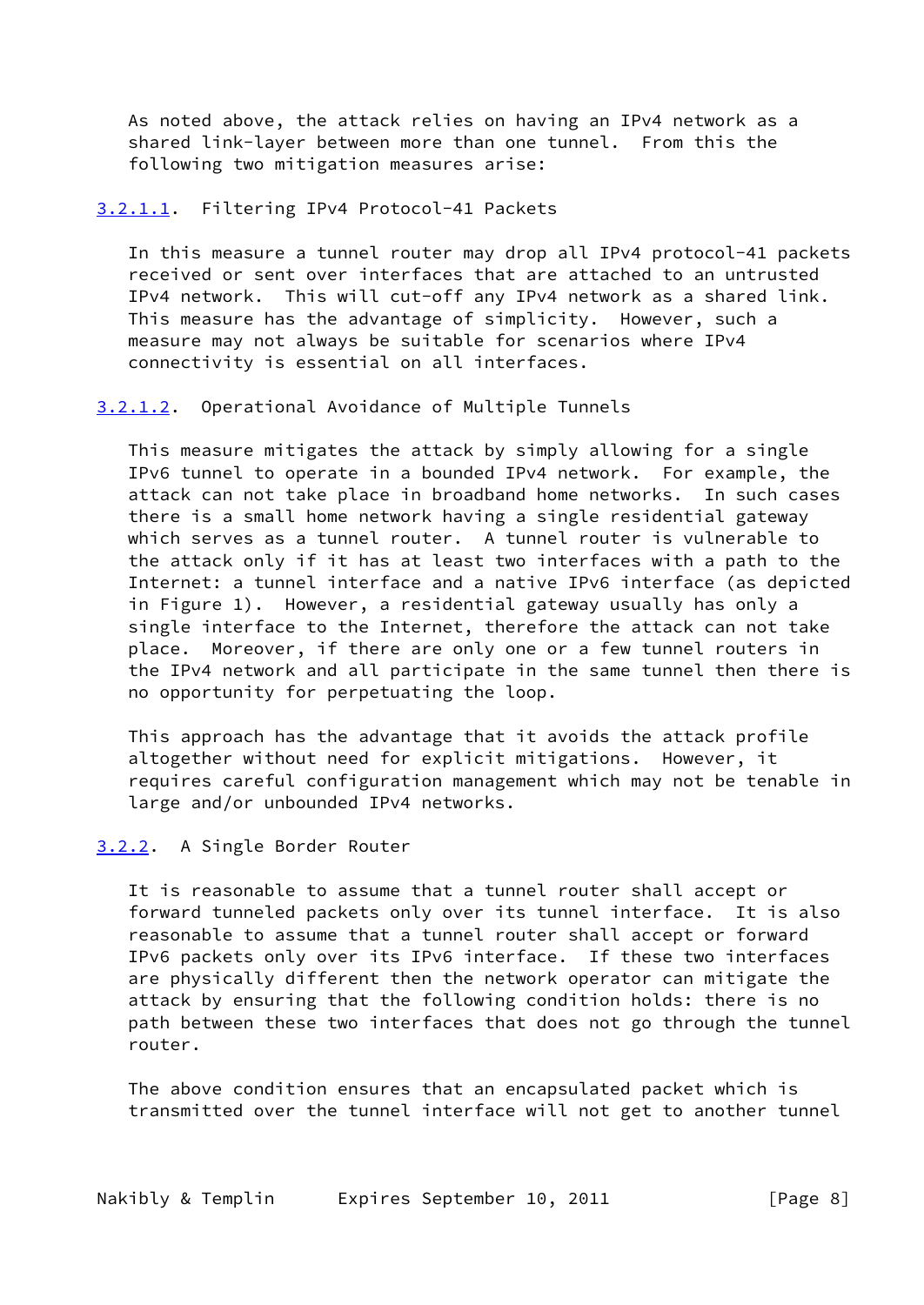As noted above, the attack relies on having an IPv4 network as a shared link-layer between more than one tunnel. From this the following two mitigation measures arise:

#### 3.2.1.1. Filtering IPv4 Protocol-41 Packets

In this measure a tunnel router may drop all IPv4 protocol-41 packets received or sent over interfaces that are attached to an untrusted IPv4 network. This will cut-off any IPv4 network as a shared link. This measure has the advantage of simplicity. However, such a measure may not always be suitable for scenarios where IPv4 connectivity is essential on all interfaces.

#### 3.2.1.2. Operational Avoidance of Multiple Tunnels

This measure mitigates the attack by simply allowing for a single IPv6 tunnel to operate in a bounded IPv4 network. For example, the attack can not take place in broadband home networks. In such cases there is a small home network having a single residential gateway which serves as a tunnel router. A tunnel router is vulnerable to the attack only if it has at least two interfaces with a path to the Internet: a tunnel interface and a native IPv6 interface (as depicted in Figure 1). However, a residential gateway usually has only a single interface to the Internet, therefore the attack can not take place. Moreover, if there are only one or a few tunnel routers in the IPv4 network and all participate in the same tunnel then there is no opportunity for perpetuating the loop.

This approach has the advantage that it avoids the attack profile altogether without need for explicit mitigations. However, it requires careful configuration management which may not be tenable in large and/or unbounded IPv4 networks.

### 3.2.2. A Single Border Router

It is reasonable to assume that a tunnel router shall accept or forward tunneled packets only over its tunnel interface. It is also reasonable to assume that a tunnel router shall accept or forward IPv6 packets only over its IPv6 interface. If these two interfaces are physically different then the network operator can mitigate the attack by ensuring that the following condition holds: there is no path between these two interfaces that does not go through the tunnel router.

The above condition ensures that an encapsulated packet which is transmitted over the tunnel interface will not get to another tunnel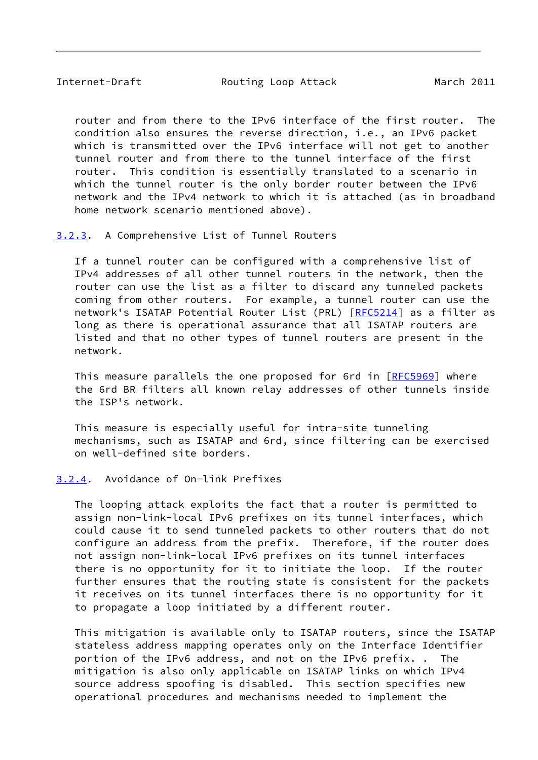router and from there to the IPv6 interface of the first router. The condition also ensures the reverse direction, i.e., an IPv6 packet which is transmitted over the IPv6 interface will not get to another tunnel router and from there to the tunnel interface of the first router. This condition is essentially translated to a scenario in which the tunnel router is the only border router between the IPv6 network and the IPv4 network to which it is attached (as in broadband home network scenario mentioned above).

### 3.2.3. A Comprehensive List of Tunnel Routers

If a tunnel router can be configured with a comprehensive list of IPv4 addresses of all other tunnel routers in the network, then the router can use the list as a filter to discard any tunneled packets coming from other routers. For example, a tunnel router can use the network's ISATAP Potential Router List (PRL) [RFC5214] as a filter as long as there is operational assurance that all ISATAP routers are listed and that no other types of tunnel routers are present in the network.

This measure parallels the one proposed for 6rd in [RFC5969] where the 6rd BR filters all known relay addresses of other tunnels inside the ISP's network.

This measure is especially useful for intra-site tunneling mechanisms, such as ISATAP and 6rd, since filtering can be exercised on well-defined site borders.

### 3.2.4. Avoidance of On-link Prefixes

The looping attack exploits the fact that a router is permitted to assign non-link-local IPv6 prefixes on its tunnel interfaces, which could cause it to send tunneled packets to other routers that do not configure an address from the prefix. Therefore, if the router does not assign non-link-local IPv6 prefixes on its tunnel interfaces there is no opportunity for it to initiate the loop. If the router further ensures that the routing state is consistent for the packets it receives on its tunnel interfaces there is no opportunity for it to propagate a loop initiated by a different router.

This mitigation is available only to ISATAP routers, since the ISATAP stateless address mapping operates only on the Interface Identifier portion of the IPv6 address, and not on the IPv6 prefix. . The mitigation is also only applicable on ISATAP links on which IPv4 source address spoofing is disabled. This section specifies new operational procedures and mechanisms needed to implement the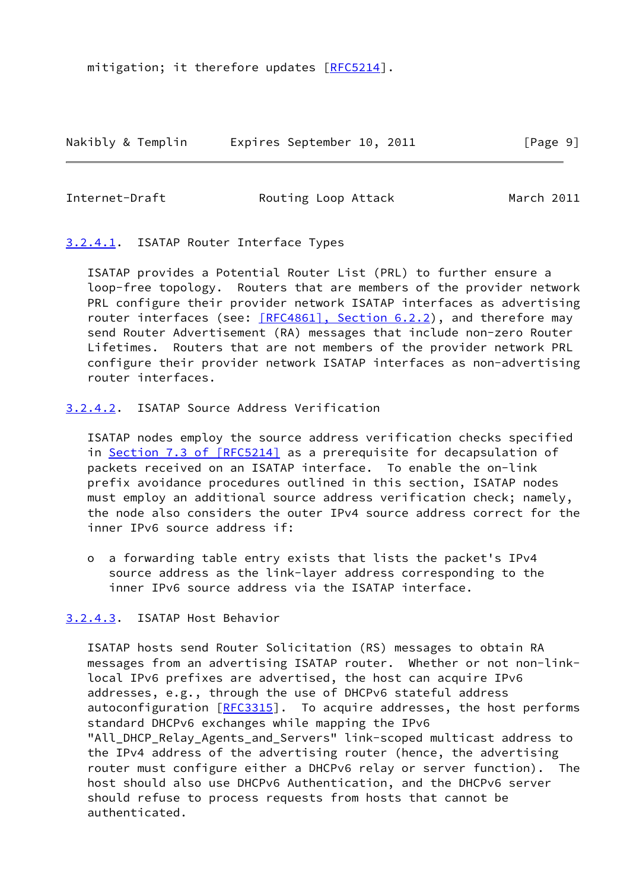mitigation; it therefore updates [RFC5214].

#### 3.2.4.1. ISATAP Router Interface Types

ISATAP provides a Potential Router List (PRL) to further ensure a loop-free topology. Routers that are members of the provider network PRL configure their provider network ISATAP interfaces as advertising router interfaces (see: [RFC4861], Section 6.2.2), and therefore may send Router Advertisement (RA) messages that include non-zero Router Lifetimes. Routers that are not members of the provider network PRL configure their provider network ISATAP interfaces as non-advertising router interfaces.

#### 3.2.4.2. ISATAP Source Address Verification

ISATAP nodes employ the source address verification checks specified in Section 7.3 of [RFC5214] as a prerequisite for decapsulation of packets received on an ISATAP interface. To enable the on-link prefix avoidance procedures outlined in this section, ISATAP nodes must employ an additional source address verification check; namely, the node also considers the outer IPv4 source address correct for the inner IPv6 source address if:

- a forwarding table entry exists that lists the packet's IPv4 source address as the link-layer address corresponding to the inner IPv6 source address via the ISATAP interface.

#### 3.2.4.3. ISATAP Host Behavior

ISATAP hosts send Router Solicitation (RS) messages to obtain RA messages from an advertising ISATAP router. Whether or not non-link-local IPv6 prefixes are advertised, the host can acquire IPv6 addresses, e.g., through the use of DHCPv6 stateful address autoconfiguration [RFC3315]. To acquire addresses, the host performs standard DHCPv6 exchanges while mapping the IPv6 "All_DHCP_Relay_Agents_and_Servers" link-scoped multicast address to the IPv4 address of the advertising router (hence, the advertising router must configure either a DHCPv6 relay or server function). The host should also use DHCPv6 Authentication, and the DHCPv6 server should refuse to process requests from hosts that cannot be authenticated.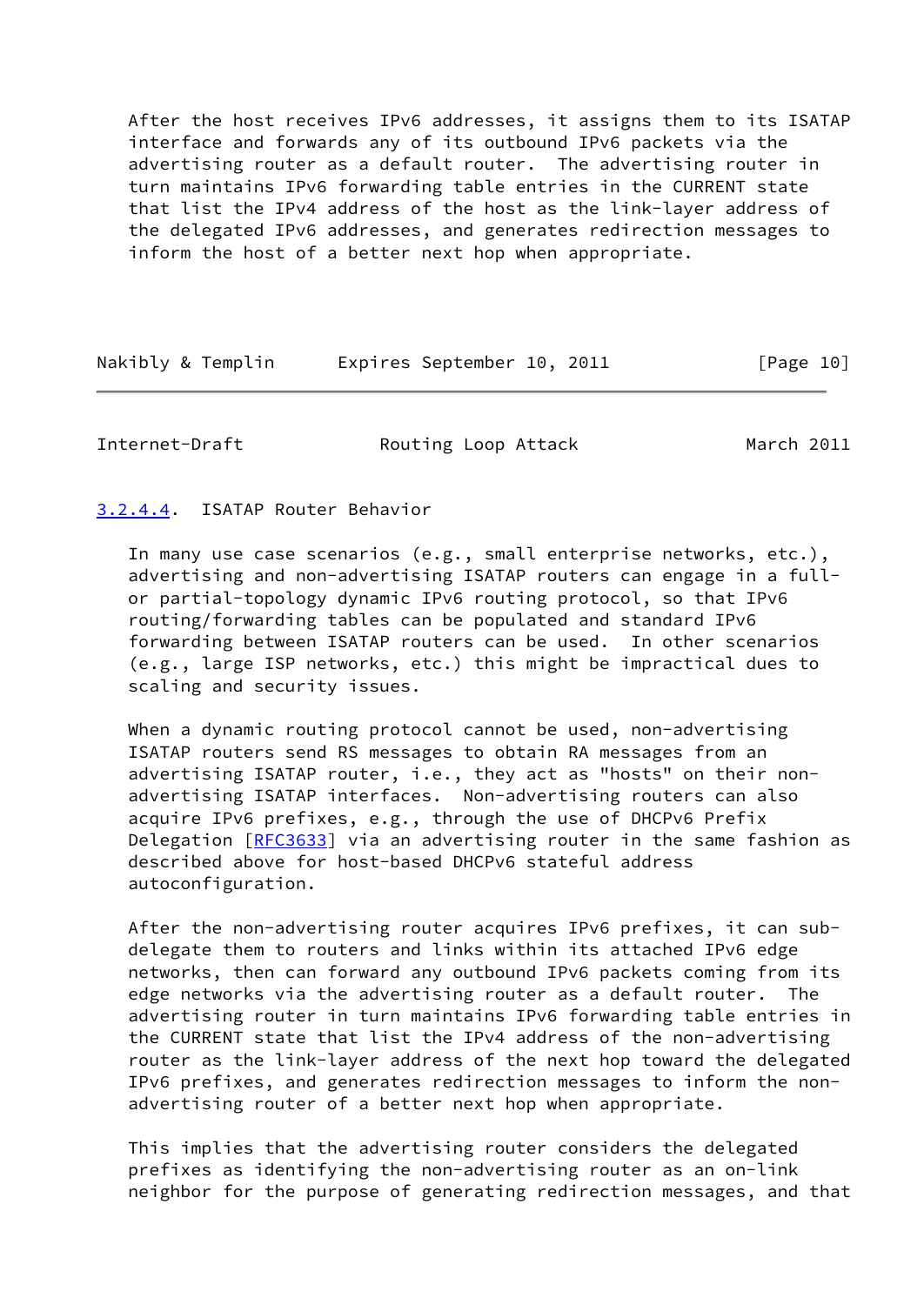After the host receives IPv6 addresses, it assigns them to its ISATAP interface and forwards any of its outbound IPv6 packets via the advertising router as a default router. The advertising router in turn maintains IPv6 forwarding table entries in the CURRENT state that list the IPv4 address of the host as the link-layer address of the delegated IPv6 addresses, and generates redirection messages to inform the host of a better next hop when appropriate.

#### 3.2.4.4. ISATAP Router Behavior

In many use case scenarios (e.g., small enterprise networks, etc.), advertising and non-advertising ISATAP routers can engage in a full- or partial-topology dynamic IPv6 routing protocol, so that IPv6 routing/forwarding tables can be populated and standard IPv6 forwarding between ISATAP routers can be used. In other scenarios (e.g., large ISP networks, etc.) this might be impractical dues to scaling and security issues.

When a dynamic routing protocol cannot be used, non-advertising ISATAP routers send RS messages to obtain RA messages from an advertising ISATAP router, i.e., they act as "hosts" on their non-advertising ISATAP interfaces. Non-advertising routers can also acquire IPv6 prefixes, e.g., through the use of DHCPv6 Prefix Delegation [RFC3633] via an advertising router in the same fashion as described above for host-based DHCPv6 stateful address autoconfiguration.

After the non-advertising router acquires IPv6 prefixes, it can sub-delegate them to routers and links within its attached IPv6 edge networks, then can forward any outbound IPv6 packets coming from its edge networks via the advertising router as a default router. The advertising router in turn maintains IPv6 forwarding table entries in the CURRENT state that list the IPv4 address of the non-advertising router as the link-layer address of the next hop toward the delegated IPv6 prefixes, and generates redirection messages to inform the non-advertising router of a better next hop when appropriate.

This implies that the advertising router considers the delegated prefixes as identifying the non-advertising router as an on-link neighbor for the purpose of generating redirection messages, and that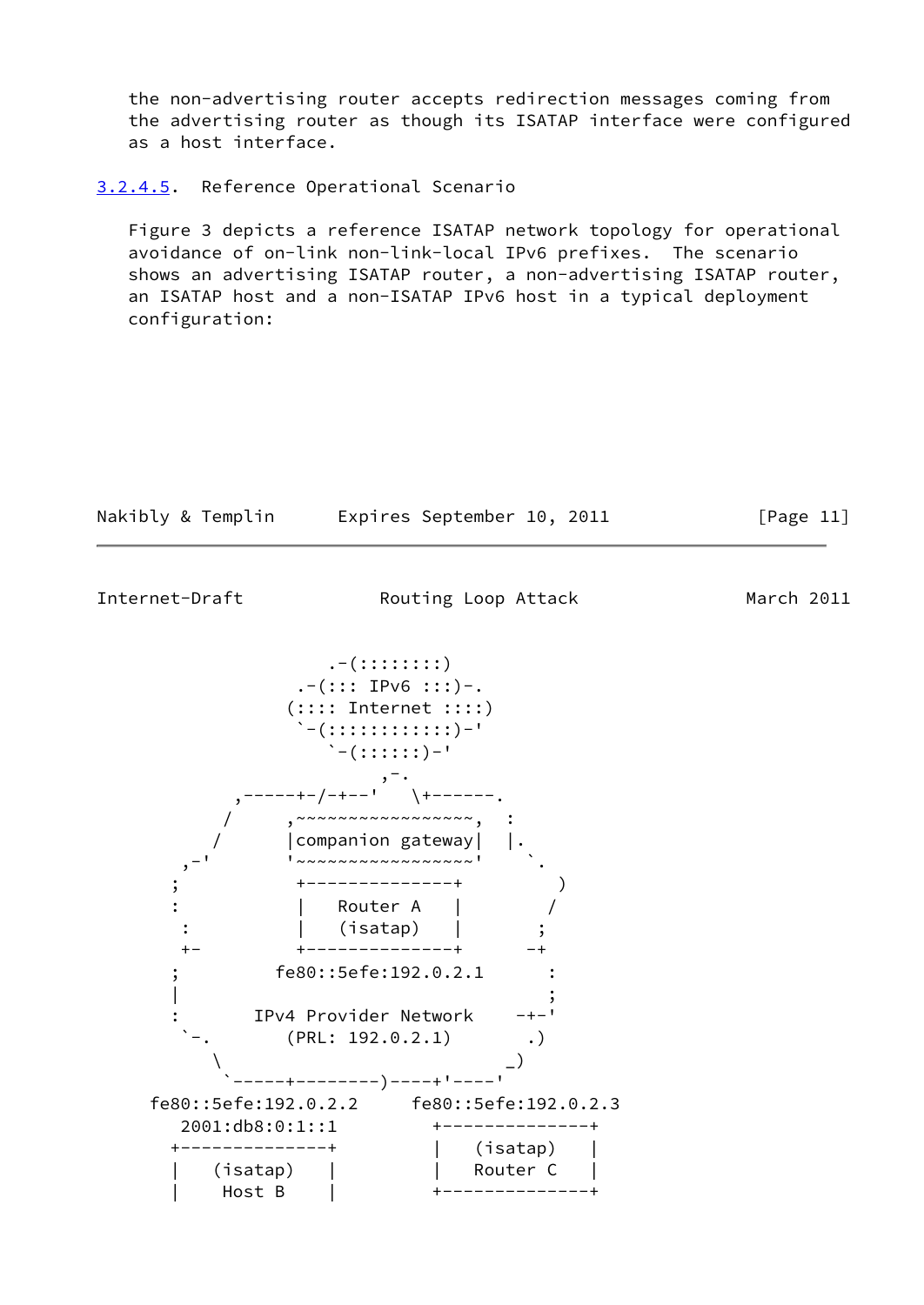the non-advertising router accepts redirection messages coming from the advertising router as though its ISATAP interface were configured as a host interface.

#### 3.2.4.5. Reference Operational Scenario

Figure 3 depicts a reference ISATAP network topology for operational avoidance of on-link non-link-local IPv6 prefixes. The scenario shows an advertising ISATAP router, a non-advertising ISATAP router, an ISATAP host and a non-ISATAP IPv6 host in a typical deployment configuration:

```
                   .-(::::::::)
                .-(::: IPv6 :::)-.
               (:::: Internet ::::)
                `-(::::::::::::)-'
                   `-(::::::)-'
                         ,-.
            ,-----+-/-+--'   \+------.
          /      ,~~~~~~~~~~~~~~~~~,  :
         /       |companion gateway|  |.
      ,-'        '~~~~~~~~~~~~~~~~~'   `.
     ;           +--------------+        )
     :           |   Router A   |       /
      :          |   (isatap)   |      ;
      +-         +--------------+     -+
     ;         fe80::5efe:192.0.2.1     :
     |                                  ;
     :       IPv4 Provider Network    -+-'
      `-.       (PRL: 192.0.2.1)      .)
         \                           _)
          `-----+--------)----+'----'
   fe80::5efe:192.0.2.2     fe80::5efe:192.0.2.3
      2001:db8:0:1::1        +--------------+
     +--------------+        |   (isatap)   |
     |   (isatap)   |        |   Router C   |
     |    Host B    |        +--------------+
```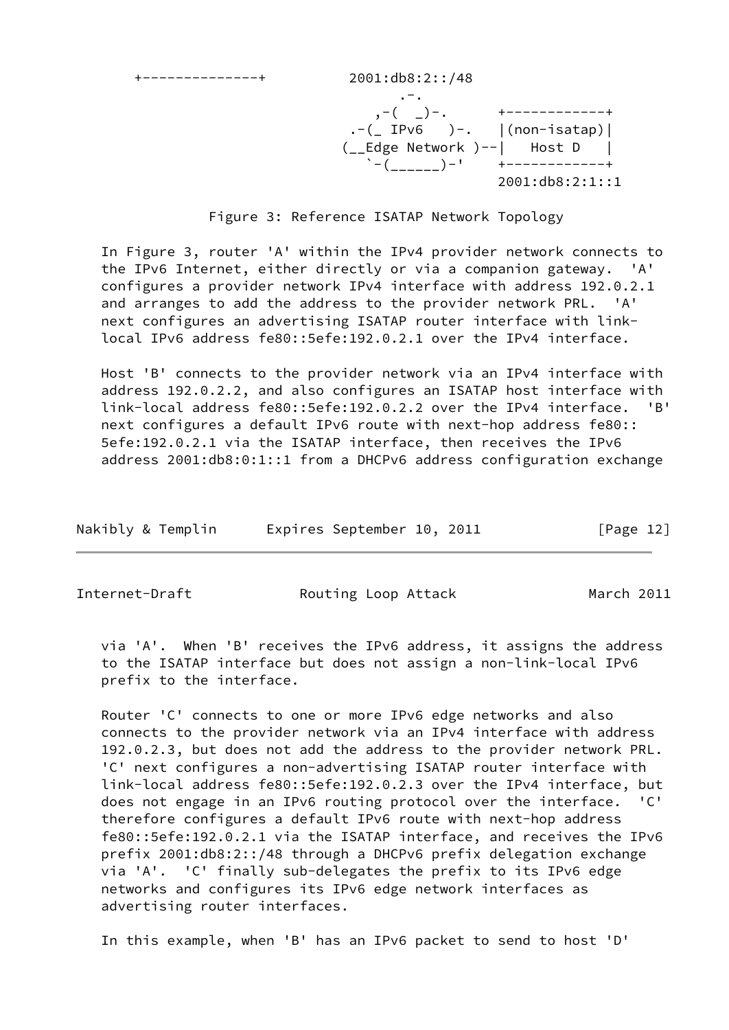```
   +--------------+          2001:db8:2::/48
                                   .-.
                                ,-(  _)-.      +------------+
                             .-(_  IPv6   )-.   |(non-isatap)|
                            (__Edge Network )--|   Host D   |
                               `-(______)-'    +------------+
                                               2001:db8:2:1::1
```

Figure 3: Reference ISATAP Network Topology

In Figure 3, router 'A' within the IPv4 provider network connects to the IPv6 Internet, either directly or via a companion gateway. 'A' configures a provider network IPv4 interface with address 192.0.2.1 and arranges to add the address to the provider network PRL. 'A' next configures an advertising ISATAP router interface with link-local IPv6 address fe80::5efe:192.0.2.1 over the IPv4 interface.

Host 'B' connects to the provider network via an IPv4 interface with address 192.0.2.2, and also configures an ISATAP host interface with link-local address fe80::5efe:192.0.2.2 over the IPv4 interface. 'B' next configures a default IPv6 route with next-hop address fe80::5efe:192.0.2.1 via the ISATAP interface, then receives the IPv6 address 2001:db8:0:1::1 from a DHCPv6 address configuration exchange via 'A'. When 'B' receives the IPv6 address, it assigns the address to the ISATAP interface but does not assign a non-link-local IPv6 prefix to the interface.

Router 'C' connects to one or more IPv6 edge networks and also connects to the provider network via an IPv4 interface with address 192.0.2.3, but does not add the address to the provider network PRL. 'C' next configures a non-advertising ISATAP router interface with link-local address fe80::5efe:192.0.2.3 over the IPv4 interface, but does not engage in an IPv6 routing protocol over the interface. 'C' therefore configures a default IPv6 route with next-hop address fe80::5efe:192.0.2.1 via the ISATAP interface, and receives the IPv6 prefix 2001:db8:2::/48 through a DHCPv6 prefix delegation exchange via 'A'. 'C' finally sub-delegates the prefix to its IPv6 edge networks and configures its IPv6 edge network interfaces as advertising router interfaces.

In this example, when 'B' has an IPv6 packet to send to host 'D'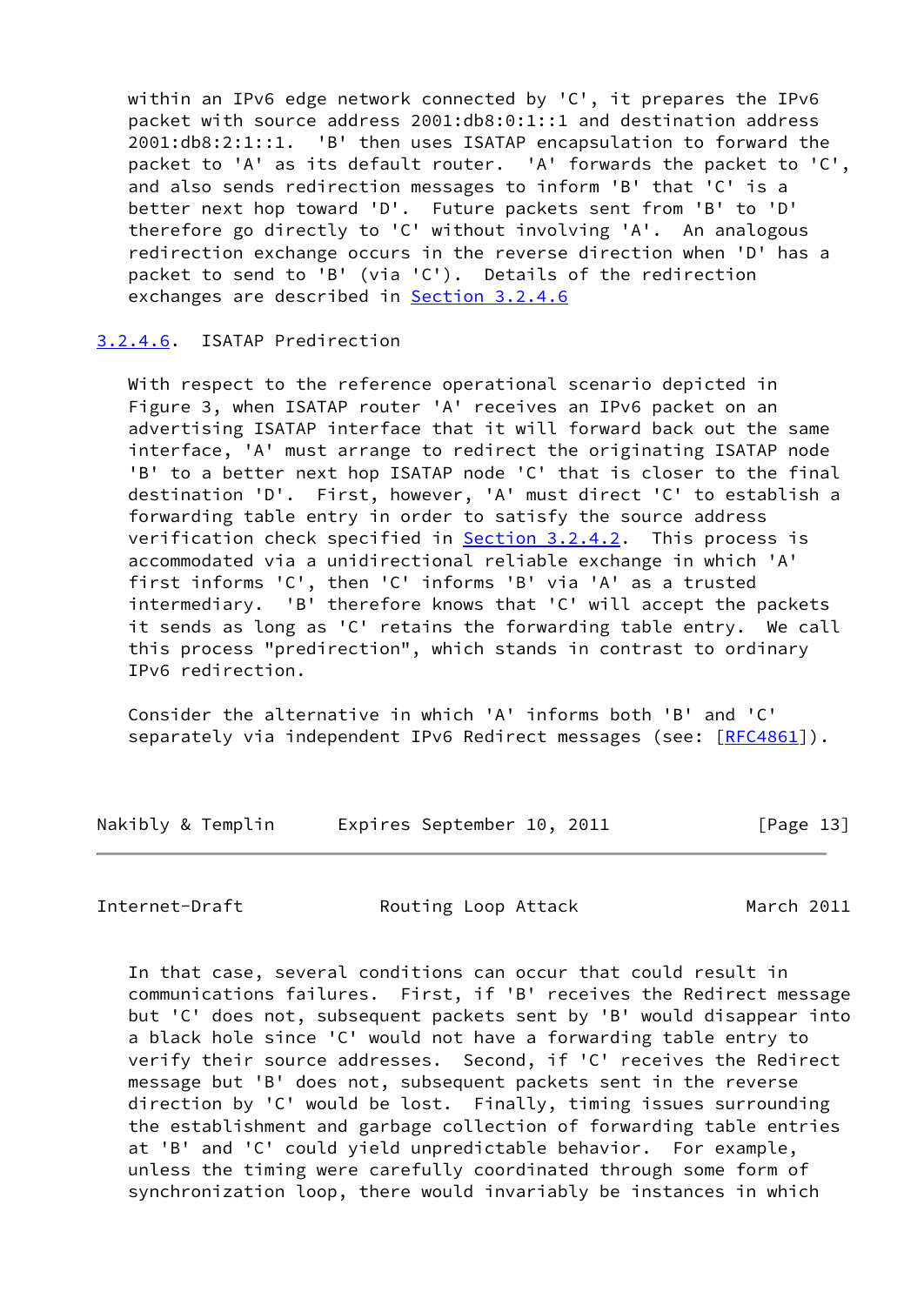within an IPv6 edge network connected by 'C', it prepares the IPv6 packet with source address 2001:db8:0:1::1 and destination address 2001:db8:2:1::1. 'B' then uses ISATAP encapsulation to forward the packet to 'A' as its default router. 'A' forwards the packet to 'C', and also sends redirection messages to inform 'B' that 'C' is a better next hop toward 'D'. Future packets sent from 'B' to 'D' therefore go directly to 'C' without involving 'A'. An analogous redirection exchange occurs in the reverse direction when 'D' has a packet to send to 'B' (via 'C'). Details of the redirection exchanges are described in Section 3.2.4.6

#### 3.2.4.6. ISATAP Predirection

With respect to the reference operational scenario depicted in Figure 3, when ISATAP router 'A' receives an IPv6 packet on an advertising ISATAP interface that it will forward back out the same interface, 'A' must arrange to redirect the originating ISATAP node 'B' to a better next hop ISATAP node 'C' that is closer to the final destination 'D'. First, however, 'A' must direct 'C' to establish a forwarding table entry in order to satisfy the source address verification check specified in Section 3.2.4.2. This process is accommodated via a unidirectional reliable exchange in which 'A' first informs 'C', then 'C' informs 'B' via 'A' as a trusted intermediary. 'B' therefore knows that 'C' will accept the packets it sends as long as 'C' retains the forwarding table entry. We call this process "predirection", which stands in contrast to ordinary IPv6 redirection.

Consider the alternative in which 'A' informs both 'B' and 'C' separately via independent IPv6 Redirect messages (see: [RFC4861]). In that case, several conditions can occur that could result in communications failures. First, if 'B' receives the Redirect message but 'C' does not, subsequent packets sent by 'B' would disappear into a black hole since 'C' would not have a forwarding table entry to verify their source addresses. Second, if 'C' receives the Redirect message but 'B' does not, subsequent packets sent in the reverse direction by 'C' would be lost. Finally, timing issues surrounding the establishment and garbage collection of forwarding table entries at 'B' and 'C' could yield unpredictable behavior. For example, unless the timing were carefully coordinated through some form of synchronization loop, there would invariably be instances in which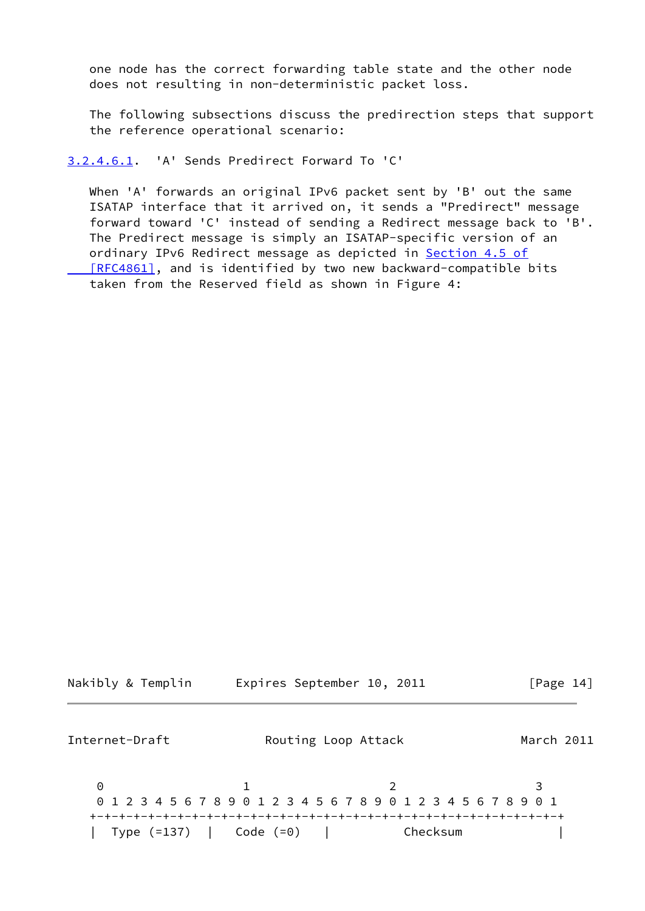one node has the correct forwarding table state and the other node does not resulting in non-deterministic packet loss.

The following subsections discuss the predirection steps that support the reference operational scenario:

#### 3.2.4.6.1. 'A' Sends Predirect Forward To 'C'

When 'A' forwards an original IPv6 packet sent by 'B' out the same ISATAP interface that it arrived on, it sends a "Predirect" message forward toward 'C' instead of sending a Redirect message back to 'B'. The Predirect message is simply an ISATAP-specific version of an ordinary IPv6 Redirect message as depicted in Section 4.5 of [RFC4861], and is identified by two new backward-compatible bits taken from the Reserved field as shown in Figure 4:

```
 0                   1                   2                   3
 0 1 2 3 4 5 6 7 8 9 0 1 2 3 4 5 6 7 8 9 0 1 2 3 4 5 6 7 8 9 0 1
+-+-+-+-+-+-+-+-+-+-+-+-+-+-+-+-+-+-+-+-+-+-+-+-+-+-+-+-+-+-+-+-+
|  Type (=137)  |   Code (=0)   |          Checksum             |
```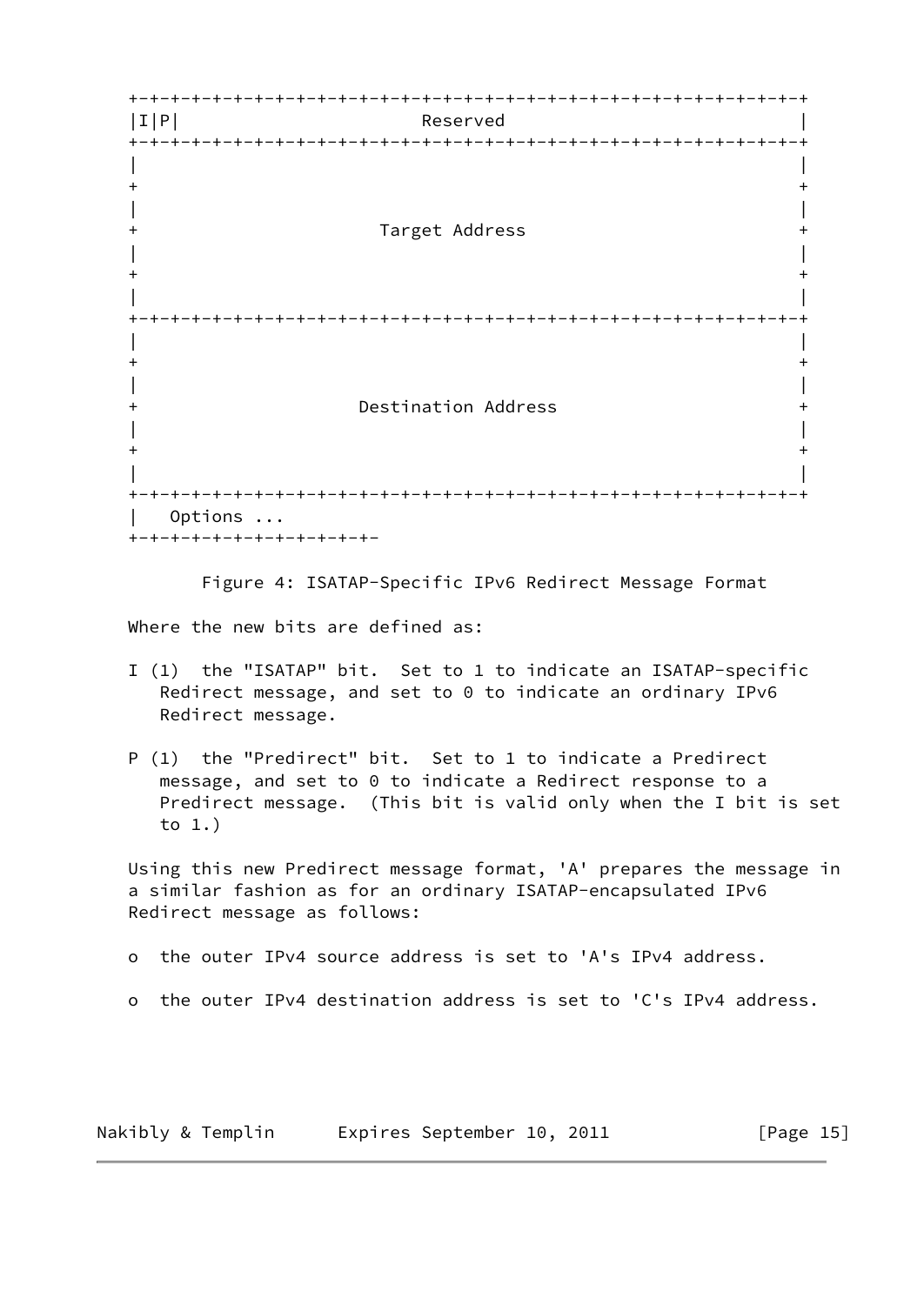```
+-+-+-+-+-+-+-+-+-+-+-+-+-+-+-+-+-+-+-+-+-+-+-+-+-+-+-+-+-+-+-+-+
|I|P|                        Reserved                           |
+-+-+-+-+-+-+-+-+-+-+-+-+-+-+-+-+-+-+-+-+-+-+-+-+-+-+-+-+-+-+-+-+
|                                                               |
+                                                               +
|                                                               |
+                       Target Address                          +
|                                                               |
+                                                               +
|                                                               |
+-+-+-+-+-+-+-+-+-+-+-+-+-+-+-+-+-+-+-+-+-+-+-+-+-+-+-+-+-+-+-+-+
|                                                               |
+                                                               +
|                                                               |
+                     Destination Address                       +
|                                                               |
+                                                               +
|                                                               |
+-+-+-+-+-+-+-+-+-+-+-+-+-+-+-+-+-+-+-+-+-+-+-+-+-+-+-+-+-+-+-+-+
|   Options ...
+-+-+-+-+-+-+-+-+-+-+-+-
```

Figure 4: ISATAP-Specific IPv6 Redirect Message Format

Where the new bits are defined as:

I (1) the "ISATAP" bit. Set to 1 to indicate an ISATAP-specific Redirect message, and set to 0 to indicate an ordinary IPv6 Redirect message.

P (1) the "Predirect" bit. Set to 1 to indicate a Predirect message, and set to 0 to indicate a Redirect response to a Predirect message. (This bit is valid only when the I bit is set to 1.)

Using this new Predirect message format, 'A' prepares the message in a similar fashion as for an ordinary ISATAP-encapsulated IPv6 Redirect message as follows:

- the outer IPv4 source address is set to 'A's IPv4 address.
- the outer IPv4 destination address is set to 'C's IPv4 address.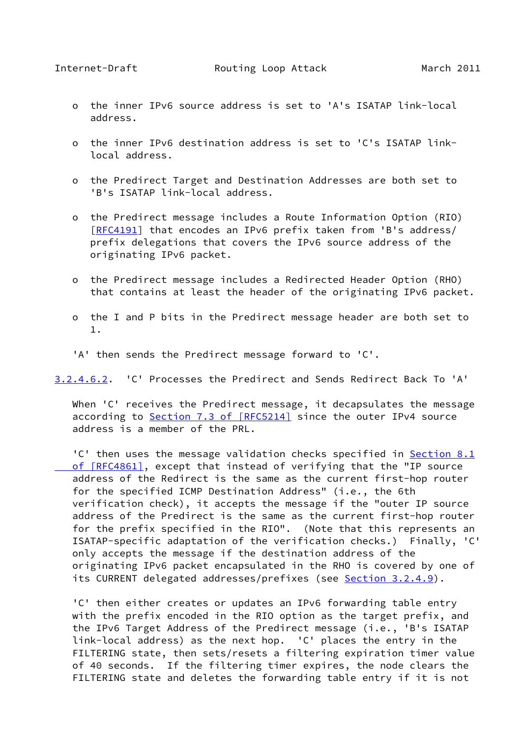- the inner IPv6 source address is set to 'A's ISATAP link-local address.

- the inner IPv6 destination address is set to 'C's ISATAP link-local address.

- the Predirect Target and Destination Addresses are both set to 'B's ISATAP link-local address.

- the Predirect message includes a Route Information Option (RIO) [RFC4191] that encodes an IPv6 prefix taken from 'B's address/prefix delegations that covers the IPv6 source address of the originating IPv6 packet.

- the Predirect message includes a Redirected Header Option (RHO) that contains at least the header of the originating IPv6 packet.

- the I and P bits in the Predirect message header are both set to 1.

'A' then sends the Predirect message forward to 'C'.

###### 3.2.4.6.2. 'C' Processes the Predirect and Sends Redirect Back To 'A'

When 'C' receives the Predirect message, it decapsulates the message according to Section 7.3 of [RFC5214] since the outer IPv4 source address is a member of the PRL.

'C' then uses the message validation checks specified in Section 8.1 of [RFC4861], except that instead of verifying that the "IP source address of the Redirect is the same as the current first-hop router for the specified ICMP Destination Address" (i.e., the 6th verification check), it accepts the message if the "outer IP source address of the Predirect is the same as the current first-hop router for the prefix specified in the RIO". (Note that this represents an ISATAP-specific adaptation of the verification checks.) Finally, 'C' only accepts the message if the destination address of the originating IPv6 packet encapsulated in the RHO is covered by one of its CURRENT delegated addresses/prefixes (see Section 3.2.4.9).

'C' then either creates or updates an IPv6 forwarding table entry with the prefix encoded in the RIO option as the target prefix, and the IPv6 Target Address of the Predirect message (i.e., 'B's ISATAP link-local address) as the next hop. 'C' places the entry in the FILTERING state, then sets/resets a filtering expiration timer value of 40 seconds. If the filtering timer expires, the node clears the FILTERING state and deletes the forwarding table entry if it is not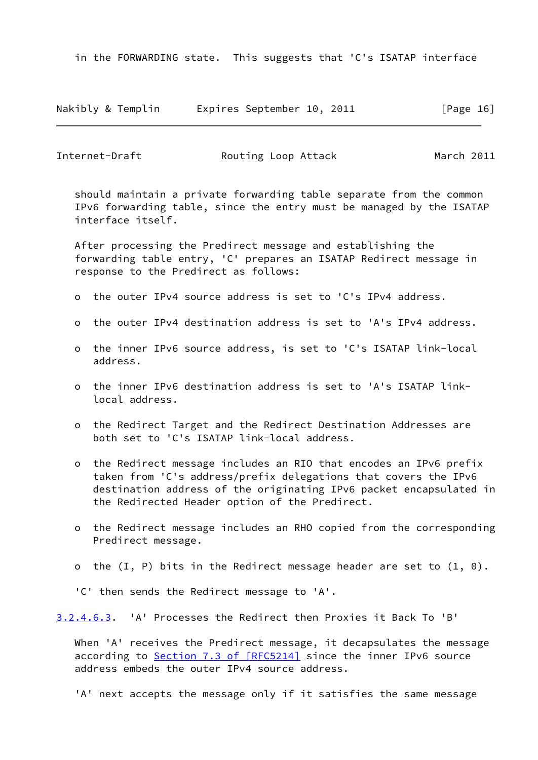in the FORWARDING state. This suggests that 'C's ISATAP interface should maintain a private forwarding table separate from the common IPv6 forwarding table, since the entry must be managed by the ISATAP interface itself.

After processing the Predirect message and establishing the forwarding table entry, 'C' prepares an ISATAP Redirect message in response to the Predirect as follows:

- the outer IPv4 source address is set to 'C's IPv4 address.
- the outer IPv4 destination address is set to 'A's IPv4 address.
- the inner IPv6 source address, is set to 'C's ISATAP link-local address.
- the inner IPv6 destination address is set to 'A's ISATAP link-local address.
- the Redirect Target and the Redirect Destination Addresses are both set to 'C's ISATAP link-local address.
- the Redirect message includes an RIO that encodes an IPv6 prefix taken from 'C's address/prefix delegations that covers the IPv6 destination address of the originating IPv6 packet encapsulated in the Redirected Header option of the Predirect.
- the Redirect message includes an RHO copied from the corresponding Predirect message.
- the (I, P) bits in the Redirect message header are set to (1, 0).

'C' then sends the Redirect message to 'A'.

###### 3.2.4.6.3. 'A' Processes the Redirect then Proxies it Back To 'B'

When 'A' receives the Predirect message, it decapsulates the message according to Section 7.3 of [RFC5214] since the inner IPv6 source address embeds the outer IPv4 source address.

'A' next accepts the message only if it satisfies the same message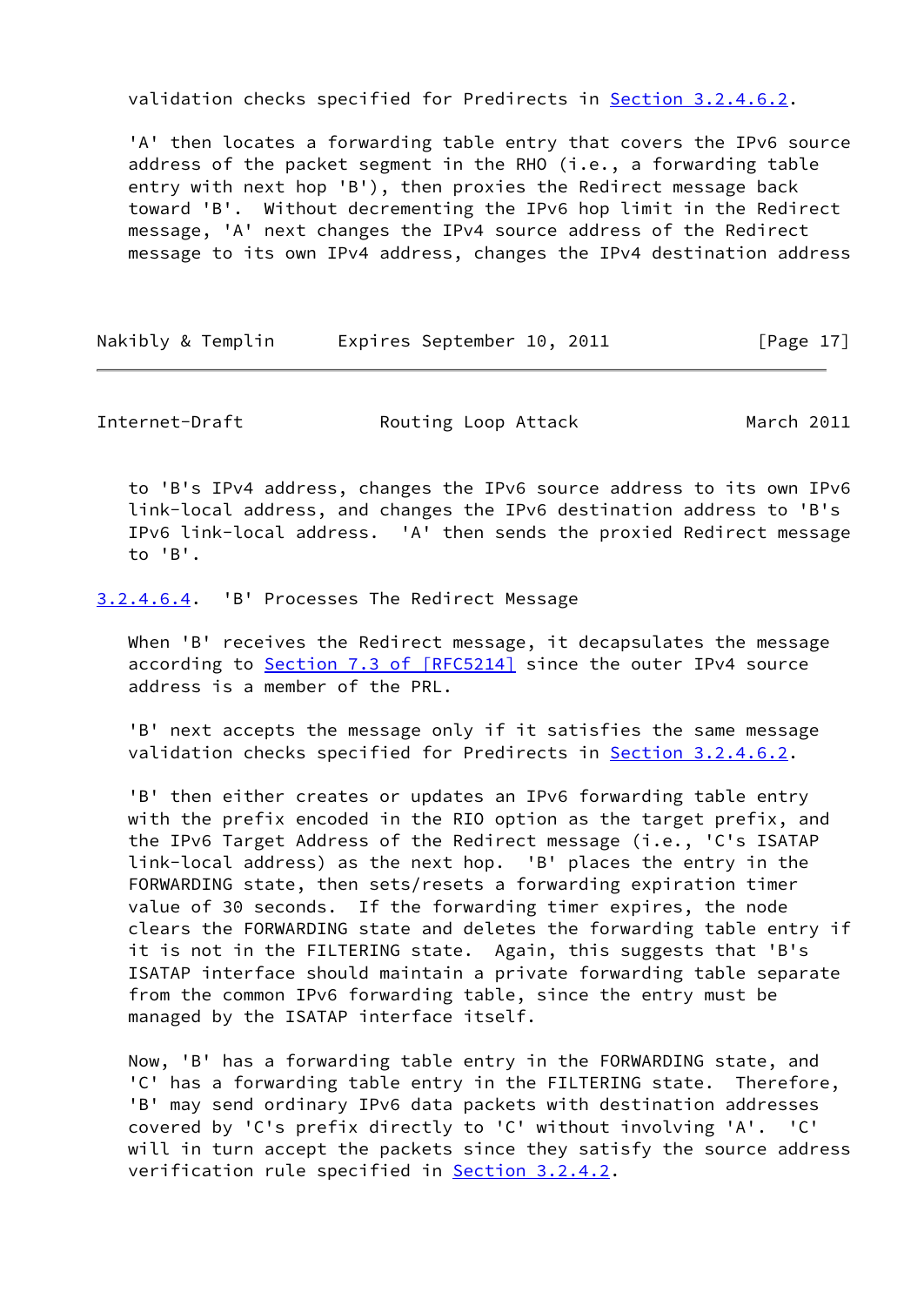validation checks specified for Predirects in Section 3.2.4.6.2.

'A' then locates a forwarding table entry that covers the IPv6 source address of the packet segment in the RHO (i.e., a forwarding table entry with next hop 'B'), then proxies the Redirect message back toward 'B'. Without decrementing the IPv6 hop limit in the Redirect message, 'A' next changes the IPv4 source address of the Redirect message to its own IPv4 address, changes the IPv4 destination address to 'B's IPv4 address, changes the IPv6 source address to its own IPv6 link-local address, and changes the IPv6 destination address to 'B's IPv6 link-local address. 'A' then sends the proxied Redirect message to 'B'.

#### 3.2.4.6.4. 'B' Processes The Redirect Message

When 'B' receives the Redirect message, it decapsulates the message according to Section 7.3 of [RFC5214] since the outer IPv4 source address is a member of the PRL.

'B' next accepts the message only if it satisfies the same message validation checks specified for Predirects in Section 3.2.4.6.2.

'B' then either creates or updates an IPv6 forwarding table entry with the prefix encoded in the RIO option as the target prefix, and the IPv6 Target Address of the Redirect message (i.e., 'C's ISATAP link-local address) as the next hop. 'B' places the entry in the FORWARDING state, then sets/resets a forwarding expiration timer value of 30 seconds. If the forwarding timer expires, the node clears the FORWARDING state and deletes the forwarding table entry if it is not in the FILTERING state. Again, this suggests that 'B's ISATAP interface should maintain a private forwarding table separate from the common IPv6 forwarding table, since the entry must be managed by the ISATAP interface itself.

Now, 'B' has a forwarding table entry in the FORWARDING state, and 'C' has a forwarding table entry in the FILTERING state. Therefore, 'B' may send ordinary IPv6 data packets with destination addresses covered by 'C's prefix directly to 'C' without involving 'A'. 'C' will in turn accept the packets since they satisfy the source address verification rule specified in Section 3.2.4.2.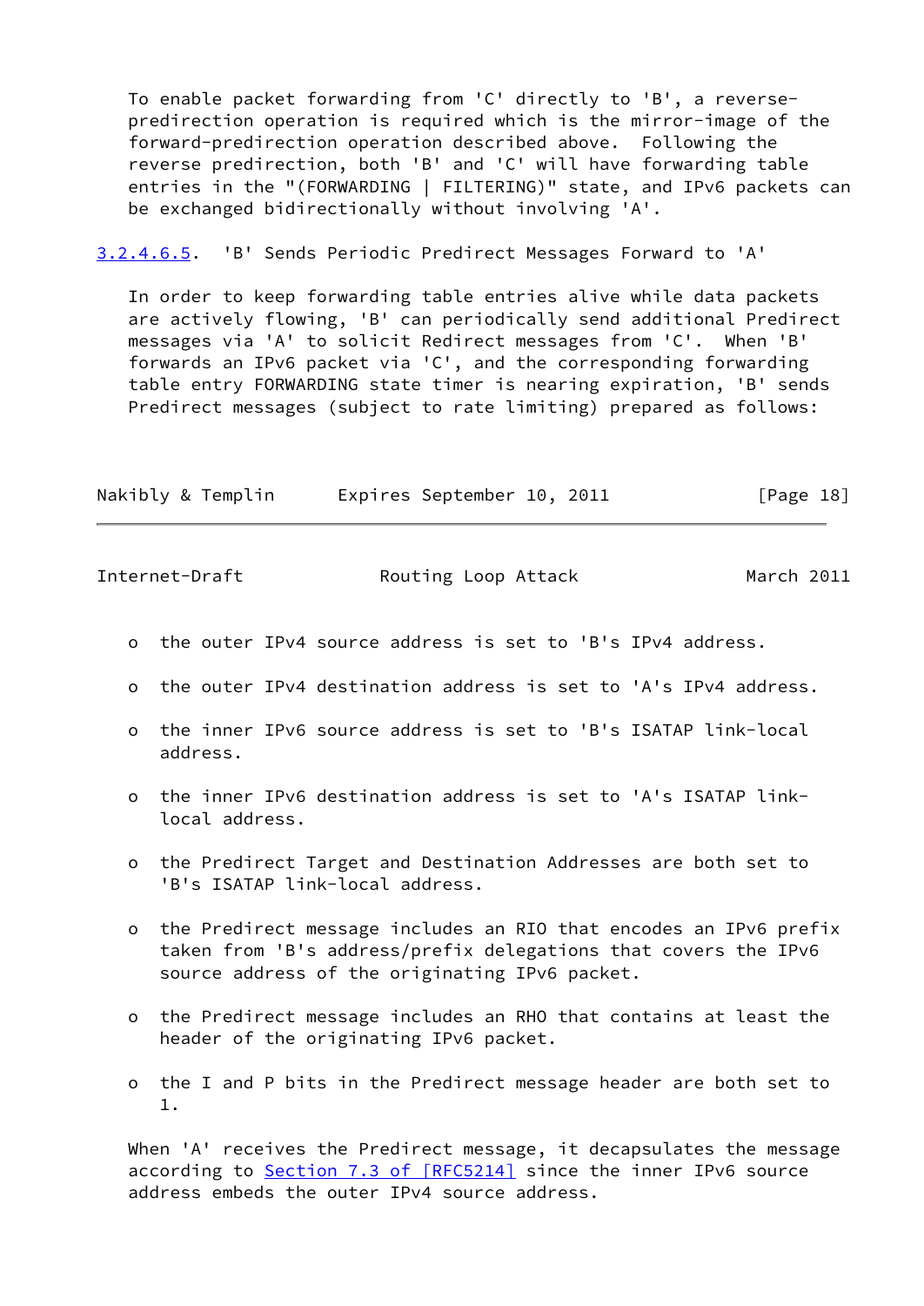To enable packet forwarding from 'C' directly to 'B', a reverse-predirection operation is required which is the mirror-image of the forward-predirection operation described above. Following the reverse predirection, both 'B' and 'C' will have forwarding table entries in the "(FORWARDING | FILTERING)" state, and IPv6 packets can be exchanged bidirectionally without involving 'A'.

#### 3.2.4.6.5. 'B' Sends Periodic Predirect Messages Forward to 'A'

In order to keep forwarding table entries alive while data packets are actively flowing, 'B' can periodically send additional Predirect messages via 'A' to solicit Redirect messages from 'C'. When 'B' forwards an IPv6 packet via 'C', and the corresponding forwarding table entry FORWARDING state timer is nearing expiration, 'B' sends Predirect messages (subject to rate limiting) prepared as follows:

- the outer IPv4 source address is set to 'B's IPv4 address.
- the outer IPv4 destination address is set to 'A's IPv4 address.
- the inner IPv6 source address is set to 'B's ISATAP link-local address.
- the inner IPv6 destination address is set to 'A's ISATAP link-local address.
- the Predirect Target and Destination Addresses are both set to 'B's ISATAP link-local address.
- the Predirect message includes an RIO that encodes an IPv6 prefix taken from 'B's address/prefix delegations that covers the IPv6 source address of the originating IPv6 packet.
- the Predirect message includes an RHO that contains at least the header of the originating IPv6 packet.
- the I and P bits in the Predirect message header are both set to 1.

When 'A' receives the Predirect message, it decapsulates the message according to Section 7.3 of [RFC5214] since the inner IPv6 source address embeds the outer IPv4 source address.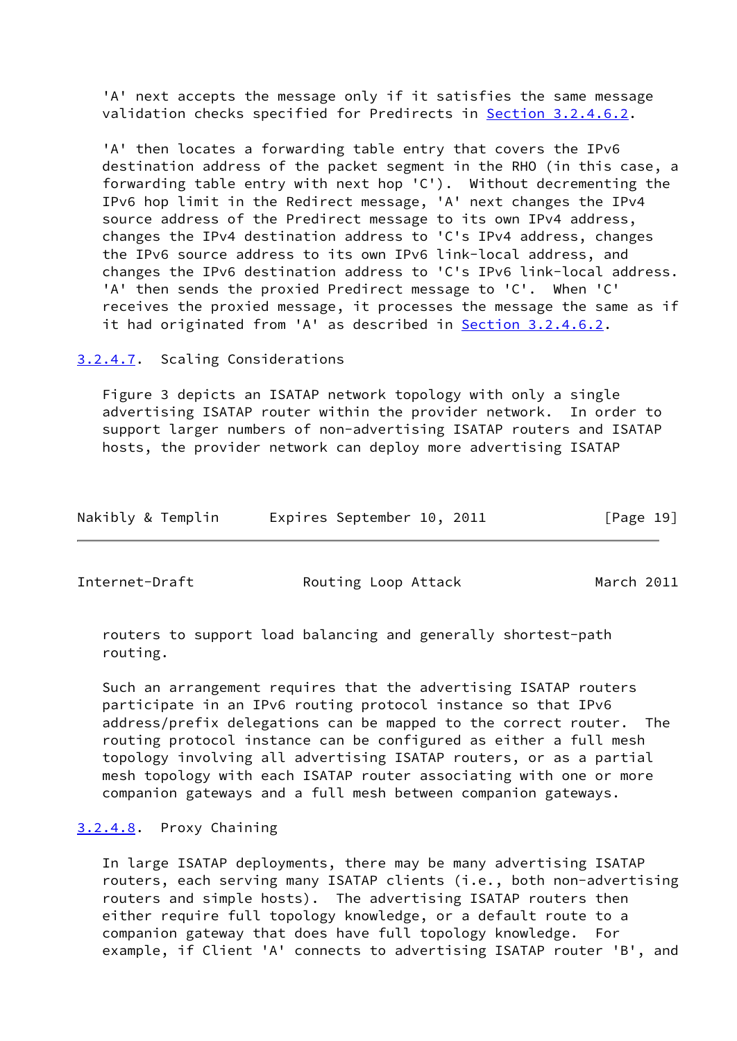'A' next accepts the message only if it satisfies the same message validation checks specified for Predirects in Section 3.2.4.6.2.

'A' then locates a forwarding table entry that covers the IPv6 destination address of the packet segment in the RHO (in this case, a forwarding table entry with next hop 'C'). Without decrementing the IPv6 hop limit in the Redirect message, 'A' next changes the IPv4 source address of the Predirect message to its own IPv4 address, changes the IPv4 destination address to 'C's IPv4 address, changes the IPv6 source address to its own IPv6 link-local address, and changes the IPv6 destination address to 'C's IPv6 link-local address. 'A' then sends the proxied Predirect message to 'C'. When 'C' receives the proxied message, it processes the message the same as if it had originated from 'A' as described in Section 3.2.4.6.2.

#### 3.2.4.7. Scaling Considerations

Figure 3 depicts an ISATAP network topology with only a single advertising ISATAP router within the provider network. In order to support larger numbers of non-advertising ISATAP routers and ISATAP hosts, the provider network can deploy more advertising ISATAP routers to support load balancing and generally shortest-path routing.

Such an arrangement requires that the advertising ISATAP routers participate in an IPv6 routing protocol instance so that IPv6 address/prefix delegations can be mapped to the correct router. The routing protocol instance can be configured as either a full mesh topology involving all advertising ISATAP routers, or as a partial mesh topology with each ISATAP router associating with one or more companion gateways and a full mesh between companion gateways.

#### 3.2.4.8. Proxy Chaining

In large ISATAP deployments, there may be many advertising ISATAP routers, each serving many ISATAP clients (i.e., both non-advertising routers and simple hosts). The advertising ISATAP routers then either require full topology knowledge, or a default route to a companion gateway that does have full topology knowledge. For example, if Client 'A' connects to advertising ISATAP router 'B', and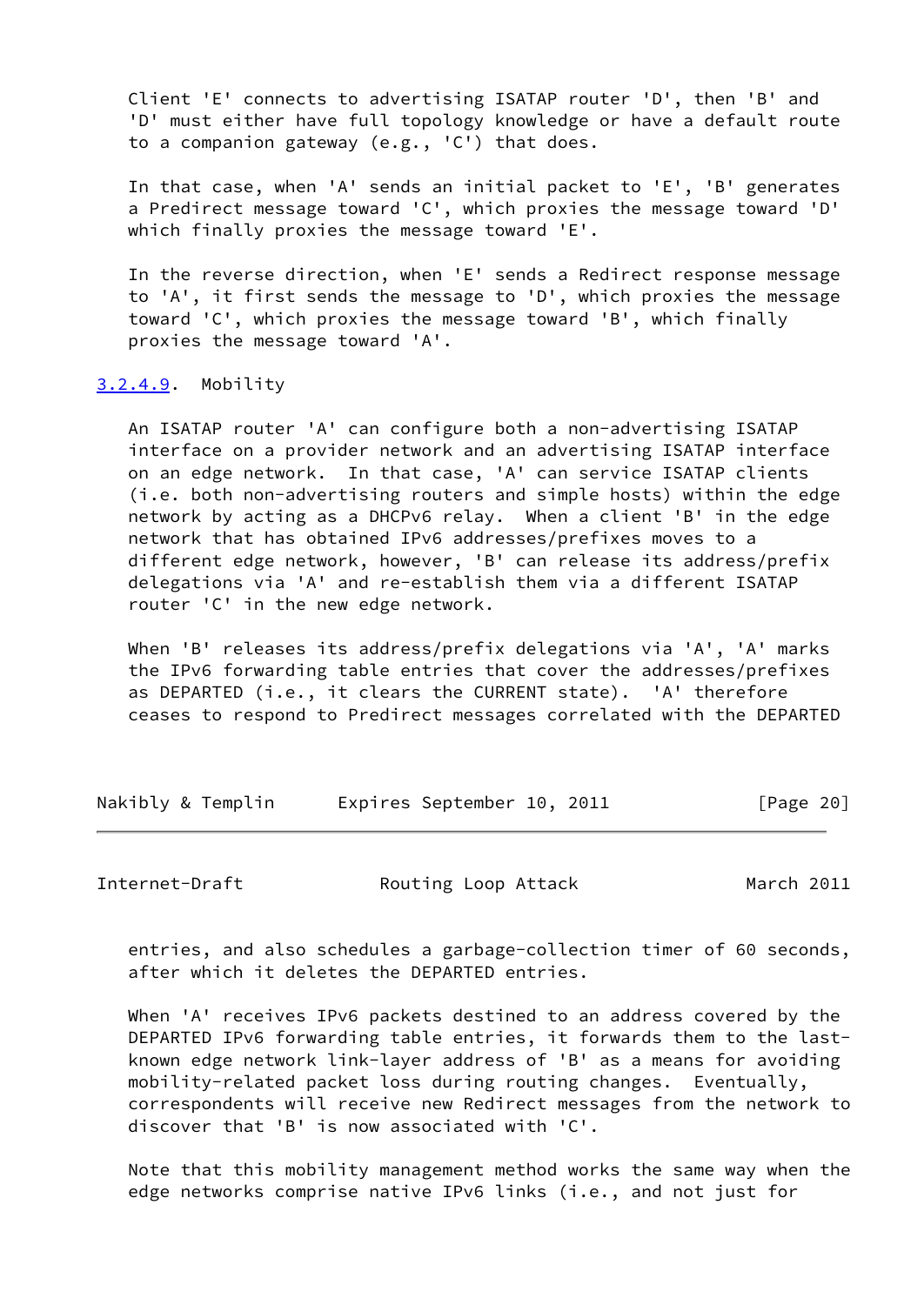Client 'E' connects to advertising ISATAP router 'D', then 'B' and 'D' must either have full topology knowledge or have a default route to a companion gateway (e.g., 'C') that does.

In that case, when 'A' sends an initial packet to 'E', 'B' generates a Predirect message toward 'C', which proxies the message toward 'D' which finally proxies the message toward 'E'.

In the reverse direction, when 'E' sends a Redirect response message to 'A', it first sends the message to 'D', which proxies the message toward 'C', which proxies the message toward 'B', which finally proxies the message toward 'A'.

#### 3.2.4.9. Mobility

An ISATAP router 'A' can configure both a non-advertising ISATAP interface on a provider network and an advertising ISATAP interface on an edge network. In that case, 'A' can service ISATAP clients (i.e. both non-advertising routers and simple hosts) within the edge network by acting as a DHCPv6 relay. When a client 'B' in the edge network that has obtained IPv6 addresses/prefixes moves to a different edge network, however, 'B' can release its address/prefix delegations via 'A' and re-establish them via a different ISATAP router 'C' in the new edge network.

When 'B' releases its address/prefix delegations via 'A', 'A' marks the IPv6 forwarding table entries that cover the addresses/prefixes as DEPARTED (i.e., it clears the CURRENT state). 'A' therefore ceases to respond to Predirect messages correlated with the DEPARTED entries, and also schedules a garbage-collection timer of 60 seconds, after which it deletes the DEPARTED entries.

When 'A' receives IPv6 packets destined to an address covered by the DEPARTED IPv6 forwarding table entries, it forwards them to the last-known edge network link-layer address of 'B' as a means for avoiding mobility-related packet loss during routing changes. Eventually, correspondents will receive new Redirect messages from the network to discover that 'B' is now associated with 'C'.

Note that this mobility management method works the same way when the edge networks comprise native IPv6 links (i.e., and not just for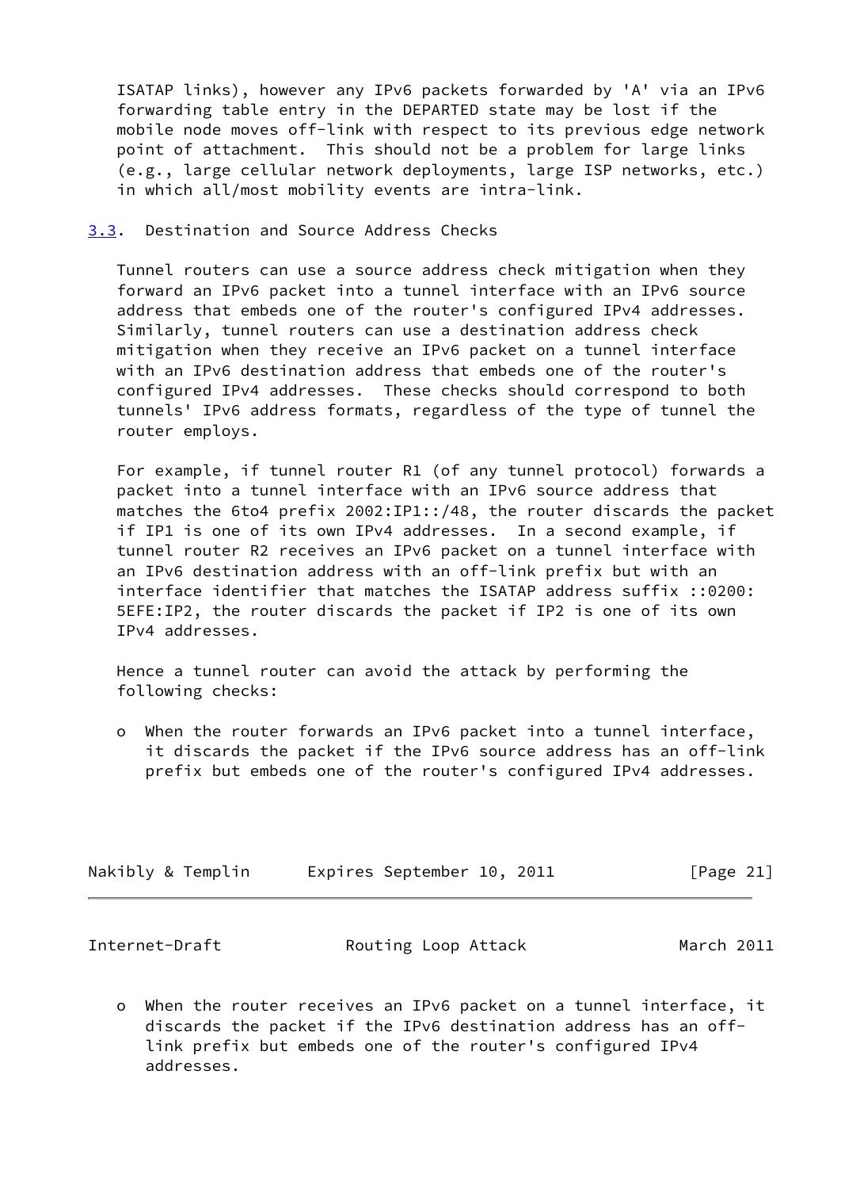ISATAP links), however any IPv6 packets forwarded by 'A' via an IPv6 forwarding table entry in the DEPARTED state may be lost if the mobile node moves off-link with respect to its previous edge network point of attachment. This should not be a problem for large links (e.g., large cellular network deployments, large ISP networks, etc.) in which all/most mobility events are intra-link.

### 3.3. Destination and Source Address Checks

Tunnel routers can use a source address check mitigation when they forward an IPv6 packet into a tunnel interface with an IPv6 source address that embeds one of the router's configured IPv4 addresses. Similarly, tunnel routers can use a destination address check mitigation when they receive an IPv6 packet on a tunnel interface with an IPv6 destination address that embeds one of the router's configured IPv4 addresses. These checks should correspond to both tunnels' IPv6 address formats, regardless of the type of tunnel the router employs.

For example, if tunnel router R1 (of any tunnel protocol) forwards a packet into a tunnel interface with an IPv6 source address that matches the 6to4 prefix 2002:IP1::/48, the router discards the packet if IP1 is one of its own IPv4 addresses. In a second example, if tunnel router R2 receives an IPv6 packet on a tunnel interface with an IPv6 destination address with an off-link prefix but with an interface identifier that matches the ISATAP address suffix ::0200:5EFE:IP2, the router discards the packet if IP2 is one of its own IPv4 addresses.

Hence a tunnel router can avoid the attack by performing the following checks:

- When the router forwards an IPv6 packet into a tunnel interface, it discards the packet if the IPv6 source address has an off-link prefix but embeds one of the router's configured IPv4 addresses.

- When the router receives an IPv6 packet on a tunnel interface, it discards the packet if the IPv6 destination address has an off-link prefix but embeds one of the router's configured IPv4 addresses.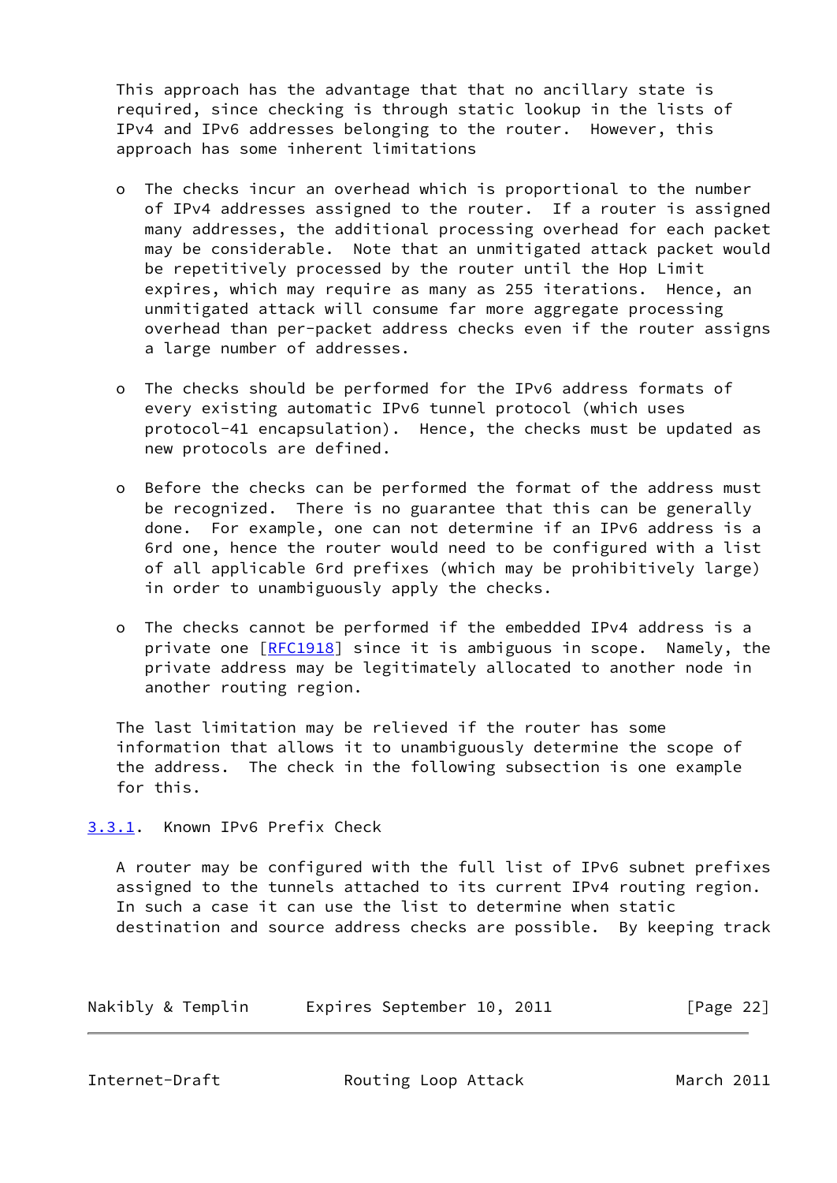This approach has the advantage that that no ancillary state is required, since checking is through static lookup in the lists of IPv4 and IPv6 addresses belonging to the router. However, this approach has some inherent limitations

- The checks incur an overhead which is proportional to the number of IPv4 addresses assigned to the router. If a router is assigned many addresses, the additional processing overhead for each packet may be considerable. Note that an unmitigated attack packet would be repetitively processed by the router until the Hop Limit expires, which may require as many as 255 iterations. Hence, an unmitigated attack will consume far more aggregate processing overhead than per-packet address checks even if the router assigns a large number of addresses.

- The checks should be performed for the IPv6 address formats of every existing automatic IPv6 tunnel protocol (which uses protocol-41 encapsulation). Hence, the checks must be updated as new protocols are defined.

- Before the checks can be performed the format of the address must be recognized. There is no guarantee that this can be generally done. For example, one can not determine if an IPv6 address is a 6rd one, hence the router would need to be configured with a list of all applicable 6rd prefixes (which may be prohibitively large) in order to unambiguously apply the checks.

- The checks cannot be performed if the embedded IPv4 address is a private one [RFC1918] since it is ambiguous in scope. Namely, the private address may be legitimately allocated to another node in another routing region.

The last limitation may be relieved if the router has some information that allows it to unambiguously determine the scope of the address. The check in the following subsection is one example for this.

### 3.3.1. Known IPv6 Prefix Check

A router may be configured with the full list of IPv6 subnet prefixes assigned to the tunnels attached to its current IPv4 routing region. In such a case it can use the list to determine when static destination and source address checks are possible. By keeping track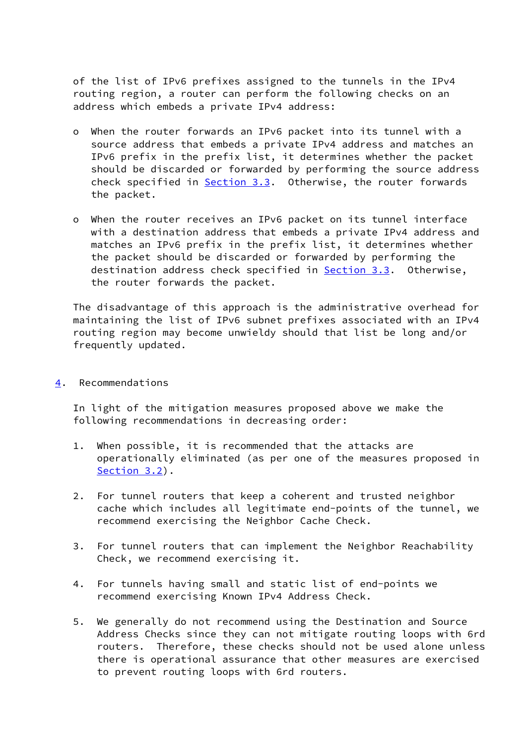of the list of IPv6 prefixes assigned to the tunnels in the IPv4 routing region, a router can perform the following checks on an address which embeds a private IPv4 address:

- When the router forwards an IPv6 packet into its tunnel with a source address that embeds a private IPv4 address and matches an IPv6 prefix in the prefix list, it determines whether the packet should be discarded or forwarded by performing the source address check specified in Section 3.3. Otherwise, the router forwards the packet.

- When the router receives an IPv6 packet on its tunnel interface with a destination address that embeds a private IPv4 address and matches an IPv6 prefix in the prefix list, it determines whether the packet should be discarded or forwarded by performing the destination address check specified in Section 3.3. Otherwise, the router forwards the packet.

The disadvantage of this approach is the administrative overhead for maintaining the list of IPv6 subnet prefixes associated with an IPv4 routing region may become unwieldy should that list be long and/or frequently updated.

## 4. Recommendations

In light of the mitigation measures proposed above we make the following recommendations in decreasing order:

1. When possible, it is recommended that the attacks are operationally eliminated (as per one of the measures proposed in Section 3.2).

2. For tunnel routers that keep a coherent and trusted neighbor cache which includes all legitimate end-points of the tunnel, we recommend exercising the Neighbor Cache Check.

3. For tunnel routers that can implement the Neighbor Reachability Check, we recommend exercising it.

4. For tunnels having small and static list of end-points we recommend exercising Known IPv4 Address Check.

5. We generally do not recommend using the Destination and Source Address Checks since they can not mitigate routing loops with 6rd routers. Therefore, these checks should not be used alone unless there is operational assurance that other measures are exercised to prevent routing loops with 6rd routers.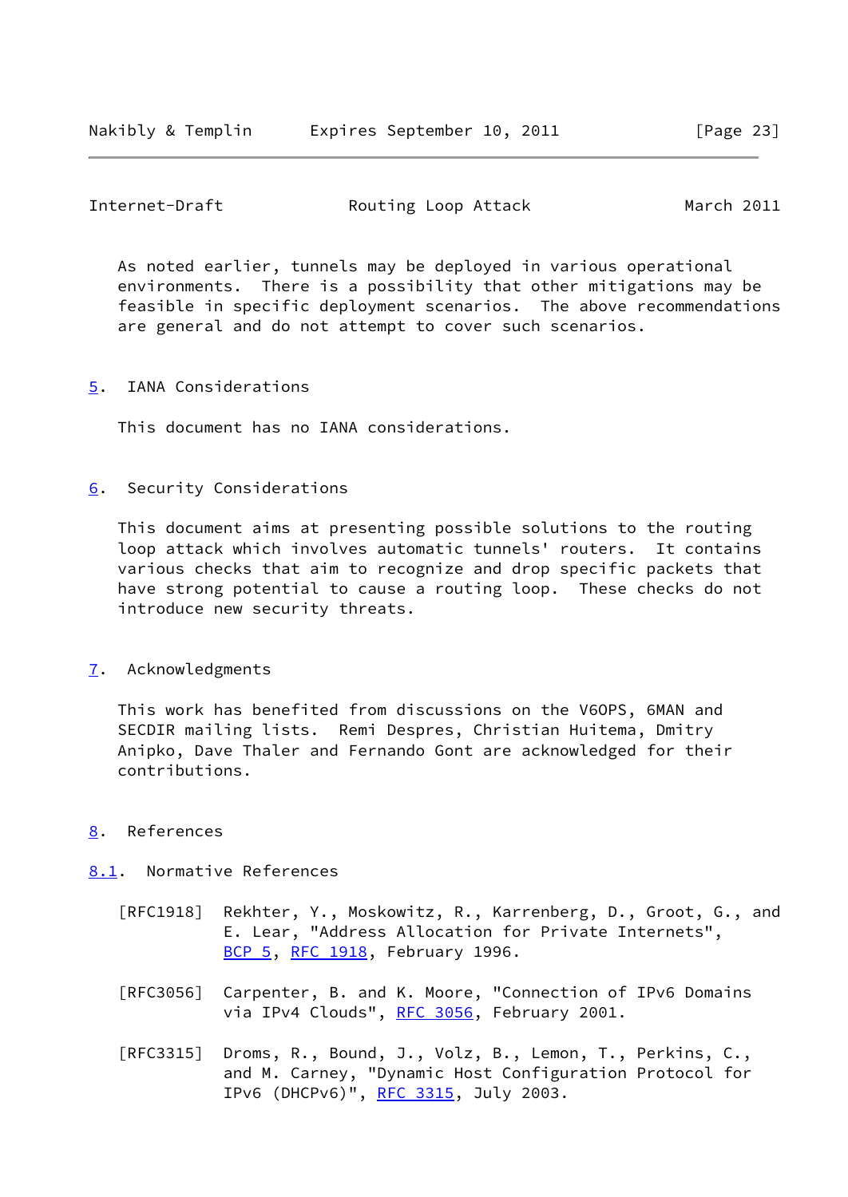As noted earlier, tunnels may be deployed in various operational environments. There is a possibility that other mitigations may be feasible in specific deployment scenarios. The above recommendations are general and do not attempt to cover such scenarios.

## 5. IANA Considerations

This document has no IANA considerations.

## 6. Security Considerations

This document aims at presenting possible solutions to the routing loop attack which involves automatic tunnels' routers. It contains various checks that aim to recognize and drop specific packets that have strong potential to cause a routing loop. These checks do not introduce new security threats.

## 7. Acknowledgments

This work has benefited from discussions on the V6OPS, 6MAN and SECDIR mailing lists. Remi Despres, Christian Huitema, Dmitry Anipko, Dave Thaler and Fernando Gont are acknowledged for their contributions.

## 8. References

### 8.1. Normative References

[RFC1918] Rekhter, Y., Moskowitz, R., Karrenberg, D., Groot, G., and E. Lear, "Address Allocation for Private Internets", BCP 5, RFC 1918, February 1996.

[RFC3056] Carpenter, B. and K. Moore, "Connection of IPv6 Domains via IPv4 Clouds", RFC 3056, February 2001.

[RFC3315] Droms, R., Bound, J., Volz, B., Lemon, T., Perkins, C., and M. Carney, "Dynamic Host Configuration Protocol for IPv6 (DHCPv6)", RFC 3315, July 2003.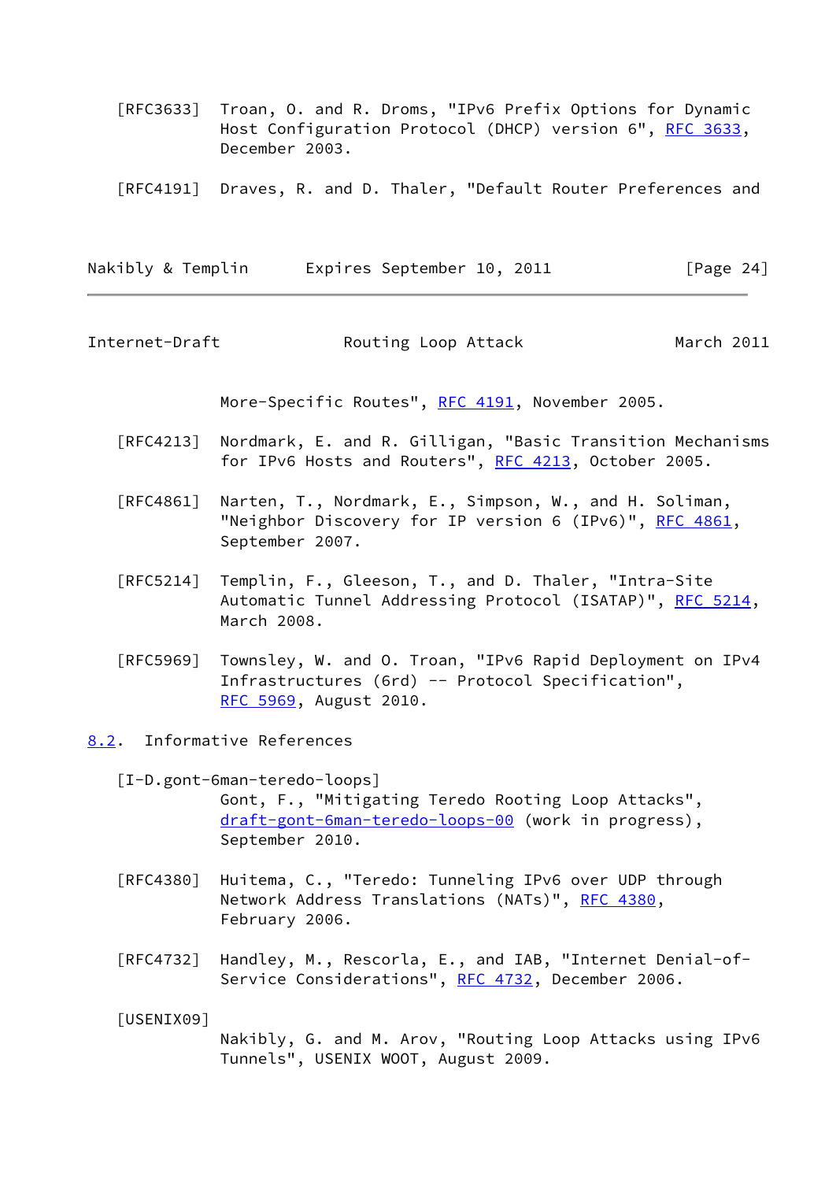[RFC3633] Troan, O. and R. Droms, "IPv6 Prefix Options for Dynamic Host Configuration Protocol (DHCP) version 6", RFC 3633, December 2003.

[RFC4191] Draves, R. and D. Thaler, "Default Router Preferences and More-Specific Routes", RFC 4191, November 2005.

[RFC4213] Nordmark, E. and R. Gilligan, "Basic Transition Mechanisms for IPv6 Hosts and Routers", RFC 4213, October 2005.

[RFC4861] Narten, T., Nordmark, E., Simpson, W., and H. Soliman, "Neighbor Discovery for IP version 6 (IPv6)", RFC 4861, September 2007.

[RFC5214] Templin, F., Gleeson, T., and D. Thaler, "Intra-Site Automatic Tunnel Addressing Protocol (ISATAP)", RFC 5214, March 2008.

[RFC5969] Townsley, W. and O. Troan, "IPv6 Rapid Deployment on IPv4 Infrastructures (6rd) -- Protocol Specification", RFC 5969, August 2010.

## 8.2. Informative References

[I-D.gont-6man-teredo-loops] Gont, F., "Mitigating Teredo Rooting Loop Attacks", draft-gont-6man-teredo-loops-00 (work in progress), September 2010.

[RFC4380] Huitema, C., "Teredo: Tunneling IPv6 over UDP through Network Address Translations (NATs)", RFC 4380, February 2006.

[RFC4732] Handley, M., Rescorla, E., and IAB, "Internet Denial-of-Service Considerations", RFC 4732, December 2006.

[USENIX09] Nakibly, G. and M. Arov, "Routing Loop Attacks using IPv6 Tunnels", USENIX WOOT, August 2009.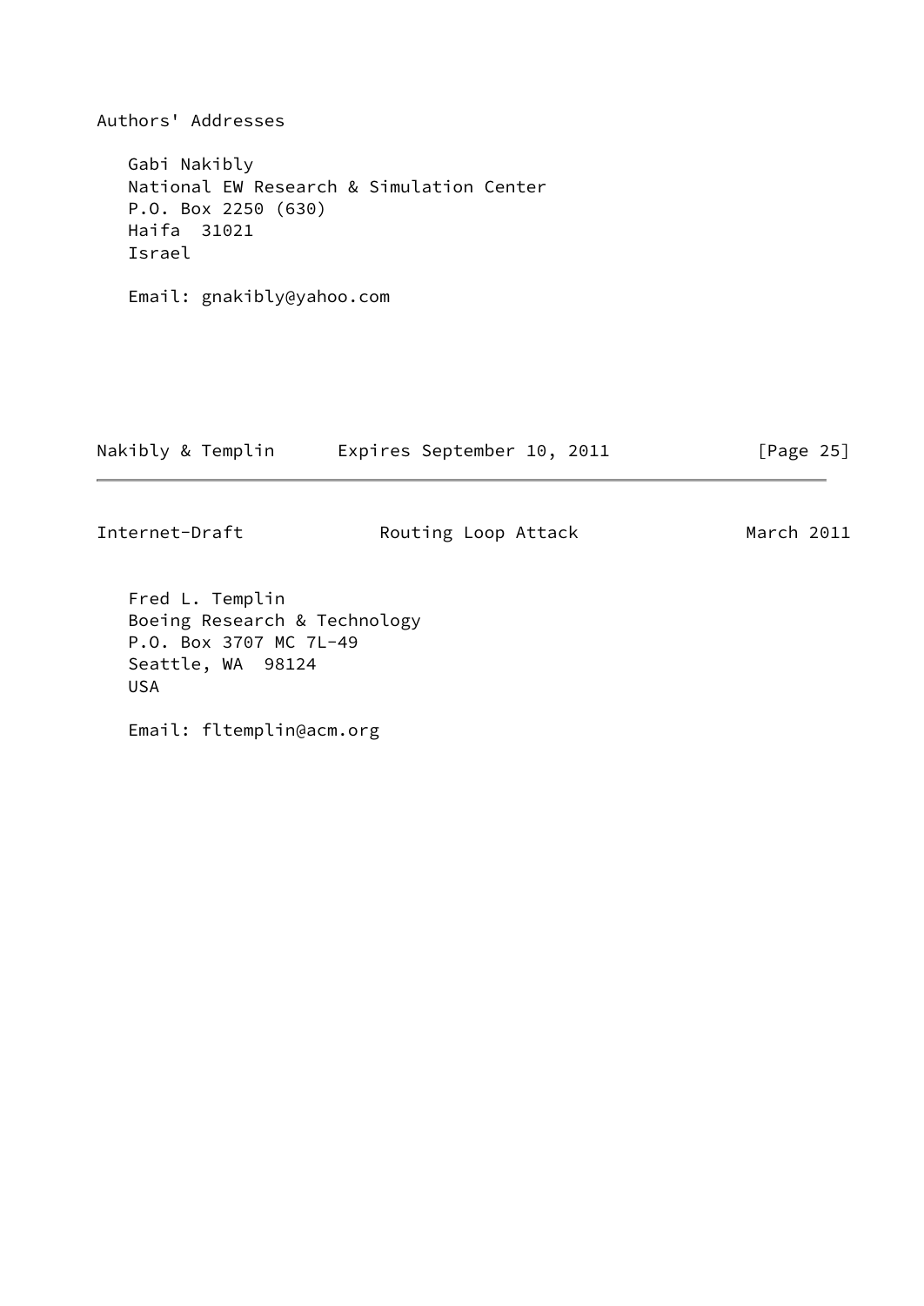Authors' Addresses

Gabi Nakibly
National EW Research & Simulation Center
P.O. Box 2250 (630)
Haifa 31021
Israel

Email: gnakibly@yahoo.com

Fred L. Templin
Boeing Research & Technology
P.O. Box 3707 MC 7L-49
Seattle, WA 98124
USA

Email: fltemplin@acm.org